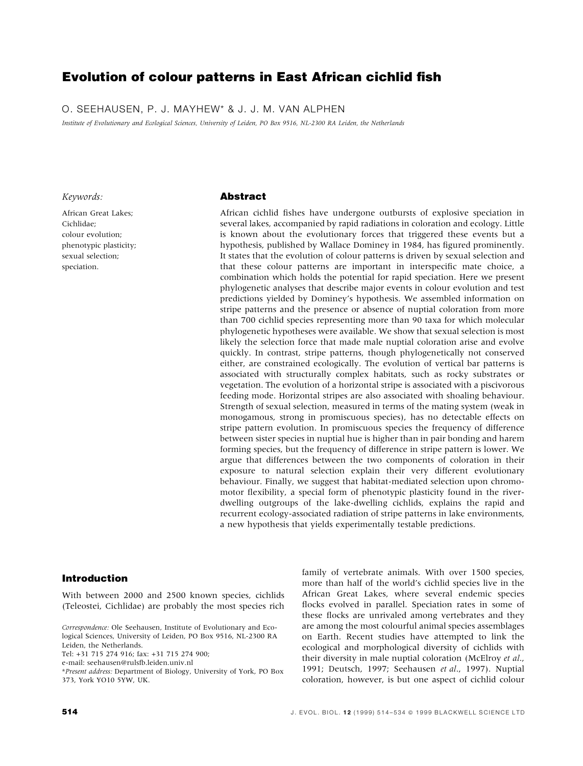# Evolution of colour patterns in East African cichlid fish

O. SEEHAUSEN, P. J. MAYHEW* & J. J. M. VAN ALPHEN

*Institute of Evolutionary and Ecological Sciences, University of Leiden, PO Box 9516, NL-2300 RA Leiden, the Netherlands*

*Keywords:*

African Great Lakes;
Cichlidae;
colour evolution;
phenotypic plasticity;
sexual selection;
speciation.

## Abstract

African cichlid fishes have undergone outbursts of explosive speciation in several lakes, accompanied by rapid radiations in coloration and ecology. Little is known about the evolutionary forces that triggered these events but a hypothesis, published by Wallace Dominey in 1984, has figured prominently. It states that the evolution of colour patterns is driven by sexual selection and that these colour patterns are important in interspecific mate choice, a combination which holds the potential for rapid speciation. Here we present phylogenetic analyses that describe major events in colour evolution and test predictions yielded by Dominey's hypothesis. We assembled information on stripe patterns and the presence or absence of nuptial coloration from more than 700 cichlid species representing more than 90 taxa for which molecular phylogenetic hypotheses were available. We show that sexual selection is most likely the selection force that made male nuptial coloration arise and evolve quickly. In contrast, stripe patterns, though phylogenetically not conserved either, are constrained ecologically. The evolution of vertical bar patterns is associated with structurally complex habitats, such as rocky substrates or vegetation. The evolution of a horizontal stripe is associated with a piscivorous feeding mode. Horizontal stripes are also associated with shoaling behaviour. Strength of sexual selection, measured in terms of the mating system (weak in monogamous, strong in promiscuous species), has no detectable effects on stripe pattern evolution. In promiscuous species the frequency of difference between sister species in nuptial hue is higher than in pair bonding and harem forming species, but the frequency of difference in stripe pattern is lower. We argue that differences between the two components of coloration in their exposure to natural selection explain their very different evolutionary behaviour. Finally, we suggest that habitat-mediated selection upon chromomotor flexibility, a special form of phenotypic plasticity found in the river-dwelling outgroups of the lake-dwelling cichlids, explains the rapid and recurrent ecology-associated radiation of stripe patterns in lake environments, a new hypothesis that yields experimentally testable predictions.

## Introduction

With between 2000 and 2500 known species, cichlids (Teleostei, Cichlidae) are probably the most species rich family of vertebrate animals. With over 1500 species, more than half of the world's cichlid species live in the African Great Lakes, where several endemic species flocks evolved in parallel. Speciation rates in some of these flocks are unrivaled among vertebrates and they are among the most colourful animal species assemblages on Earth. Recent studies have attempted to link the ecological and morphological diversity of cichlids with their diversity in male nuptial coloration (McElroy *et al*., 1991; Deutsch, 1997; Seehausen *et al*., 1997). Nuptial coloration, however, is but one aspect of cichlid colour

*Correspondence:* Ole Seehausen, Institute of Evolutionary and Ecological Sciences, University of Leiden, PO Box 9516, NL-2300 RA Leiden, the Netherlands.
Tel: +31 715 274 916; fax: +31 715 274 900;
e-mail: seehausen@rulsfb.leiden.univ.nl
**Present address:* Department of Biology, University of York, PO Box 373, York YO10 5YW, UK.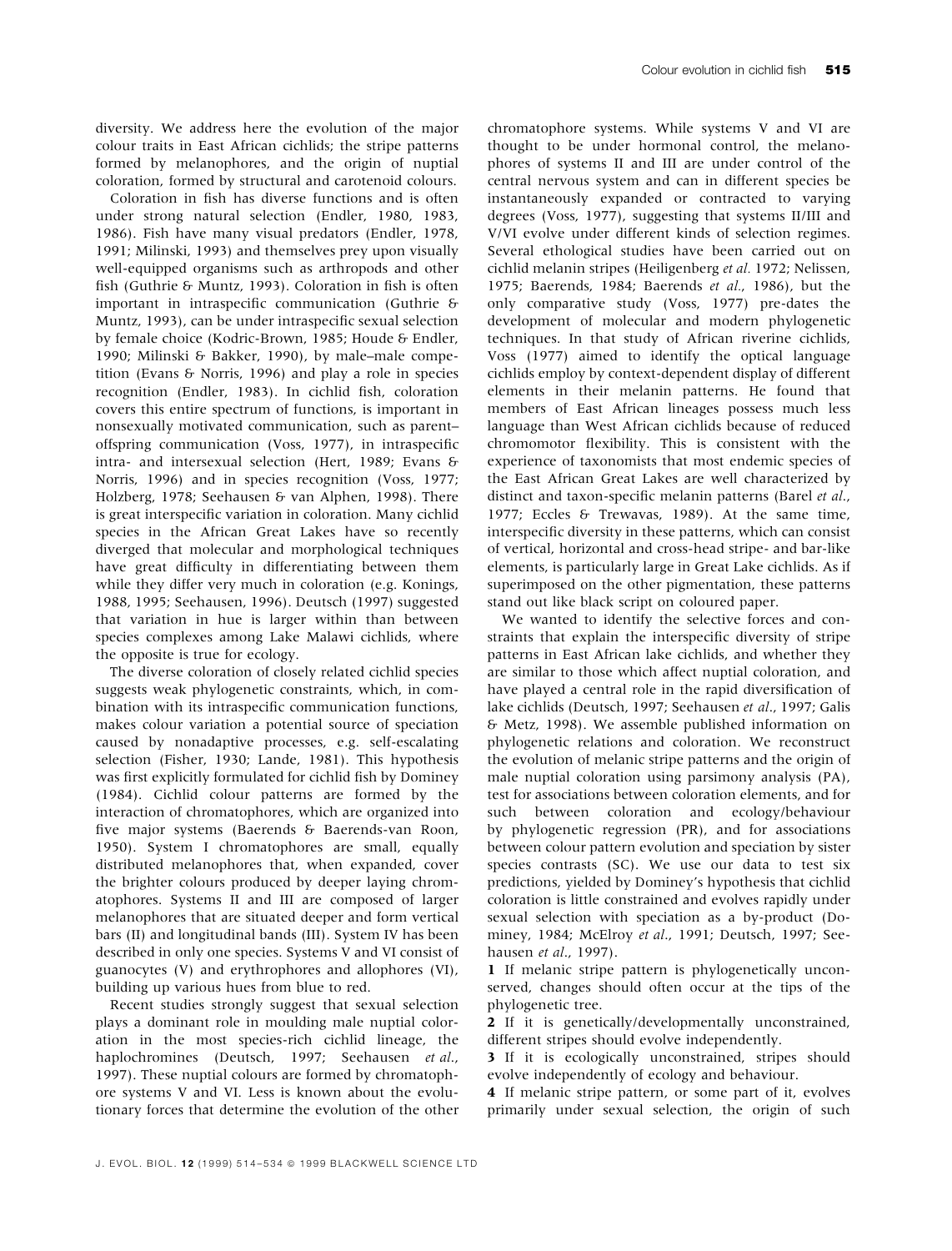diversity. We address here the evolution of the major colour traits in East African cichlids; the stripe patterns formed by melanophores, and the origin of nuptial coloration, formed by structural and carotenoid colours.

Coloration in fish has diverse functions and is often under strong natural selection (Endler, 1980, 1983, 1986). Fish have many visual predators (Endler, 1978, 1991; Milinski, 1993) and themselves prey upon visually well-equipped organisms such as arthropods and other fish (Guthrie & Muntz, 1993). Coloration in fish is often important in intraspecific communication (Guthrie & Muntz, 1993), can be under intraspecific sexual selection by female choice (Kodric-Brown, 1985; Houde & Endler, 1990; Milinski & Bakker, 1990), by male–male competition (Evans & Norris, 1996) and play a role in species recognition (Endler, 1983). In cichlid fish, coloration covers this entire spectrum of functions, is important in nonsexually motivated communication, such as parent–offspring communication (Voss, 1977), in intraspecific intra- and intersexual selection (Hert, 1989; Evans & Norris, 1996) and in species recognition (Voss, 1977; Holzberg, 1978; Seehausen & van Alphen, 1998). There is great interspecific variation in coloration. Many cichlid species in the African Great Lakes have so recently diverged that molecular and morphological techniques have great difficulty in differentiating between them while they differ very much in coloration (e.g. Konings, 1988, 1995; Seehausen, 1996). Deutsch (1997) suggested that variation in hue is larger within than between species complexes among Lake Malawi cichlids, where the opposite is true for ecology.

The diverse coloration of closely related cichlid species suggests weak phylogenetic constraints, which, in combination with its intraspecific communication functions, makes colour variation a potential source of speciation caused by nonadaptive processes, e.g. self-escalating selection (Fisher, 1930; Lande, 1981). This hypothesis was first explicitly formulated for cichlid fish by Dominey (1984). Cichlid colour patterns are formed by the interaction of chromatophores, which are organized into five major systems (Baerends & Baerends-van Roon, 1950). System I chromatophores are small, equally distributed melanophores that, when expanded, cover the brighter colours produced by deeper laying chromatophores. Systems II and III are composed of larger melanophores that are situated deeper and form vertical bars (II) and longitudinal bands (III). System IV has been described in only one species. Systems V and VI consist of guanocytes (V) and erythrophores and allophores (VI), building up various hues from blue to red.

Recent studies strongly suggest that sexual selection plays a dominant role in moulding male nuptial coloration in the most species-rich cichlid lineage, the haplochromines (Deutsch, 1997; Seehausen *et al.*, 1997). These nuptial colours are formed by chromatophore systems V and VI. Less is known about the evolutionary forces that determine the evolution of the other chromatophore systems. While systems V and VI are thought to be under hormonal control, the melanophores of systems II and III are under control of the central nervous system and can in different species be instantaneously expanded or contracted to varying degrees (Voss, 1977), suggesting that systems II/III and V/VI evolve under different kinds of selection regimes. Several ethological studies have been carried out on cichlid melanin stripes (Heiligenberg *et al.* 1972; Nelissen, 1975; Baerends, 1984; Baerends *et al.*, 1986), but the only comparative study (Voss, 1977) pre-dates the development of molecular and modern phylogenetic techniques. In that study of African riverine cichlids, Voss (1977) aimed to identify the optical language cichlids employ by context-dependent display of different elements in their melanin patterns. He found that members of East African lineages possess much less language than West African cichlids because of reduced chromomotor flexibility. This is consistent with the experience of taxonomists that most endemic species of the East African Great Lakes are well characterized by distinct and taxon-specific melanin patterns (Barel *et al.*, 1977; Eccles & Trewavas, 1989). At the same time, interspecific diversity in these patterns, which can consist of vertical, horizontal and cross-head stripe- and bar-like elements, is particularly large in Great Lake cichlids. As if superimposed on the other pigmentation, these patterns stand out like black script on coloured paper.

We wanted to identify the selective forces and constraints that explain the interspecific diversity of stripe patterns in East African lake cichlids, and whether they are similar to those which affect nuptial coloration, and have played a central role in the rapid diversification of lake cichlids (Deutsch, 1997; Seehausen *et al.*, 1997; Galis & Metz, 1998). We assemble published information on phylogenetic relations and coloration. We reconstruct the evolution of melanic stripe patterns and the origin of male nuptial coloration using parsimony analysis (PA), test for associations between coloration elements, and for such between coloration and ecology/behaviour by phylogenetic regression (PR), and for associations between colour pattern evolution and speciation by sister species contrasts (SC). We use our data to test six predictions, yielded by Dominey's hypothesis that cichlid coloration is little constrained and evolves rapidly under sexual selection with speciation as a by-product (Dominey, 1984; McElroy *et al.*, 1991; Deutsch, 1997; Seehausen *et al.*, 1997).

**1** If melanic stripe pattern is phylogenetically unconserved, changes should often occur at the tips of the phylogenetic tree.

**2** If it is genetically/developmentally unconstrained, different stripes should evolve independently.

**3** If it is ecologically unconstrained, stripes should evolve independently of ecology and behaviour.

**4** If melanic stripe pattern, or some part of it, evolves primarily under sexual selection, the origin of such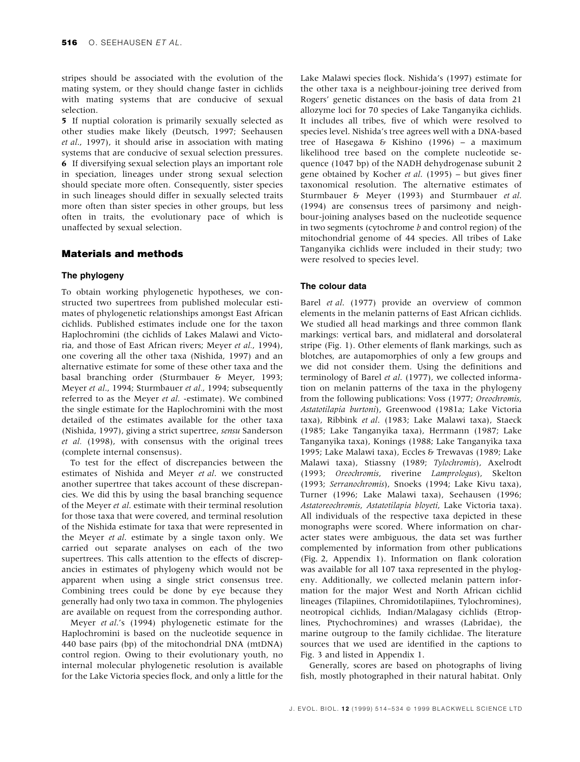stripes should be associated with the evolution of the mating system, or they should change faster in cichlids with mating systems that are conducive of sexual selection.

**5** If nuptial coloration is primarily sexually selected as other studies make likely (Deutsch, 1997; Seehausen *et al.*, 1997), it should arise in association with mating systems that are conducive of sexual selection pressures.

**6** If diversifying sexual selection plays an important role in speciation, lineages under strong sexual selection should speciate more often. Consequently, sister species in such lineages should differ in sexually selected traits more often than sister species in other groups, but less often in traits, the evolutionary pace of which is unaffected by sexual selection.

## Materials and methods

### The phylogeny

To obtain working phylogenetic hypotheses, we constructed two supertrees from published molecular estimates of phylogenetic relationships amongst East African cichlids. Published estimates include one for the taxon Haplochromini (the cichlids of Lakes Malawi and Victoria, and those of East African rivers; Meyer *et al.*, 1994), one covering all the other taxa (Nishida, 1997) and an alternative estimate for some of these other taxa and the basal branching order (Sturmbauer & Meyer, 1993; Meyer *et al.*, 1994; Sturmbauer *et al.*, 1994; subsequently referred to as the Meyer *et al.* -estimate). We combined the single estimate for the Haplochromini with the most detailed of the estimates available for the other taxa (Nishida, 1997), giving a strict supertree, *sensu* Sanderson *et al.* (1998), with consensus with the original trees (complete internal consensus).

To test for the effect of discrepancies between the estimates of Nishida and Meyer *et al.* we constructed another supertree that takes account of these discrepancies. We did this by using the basal branching sequence of the Meyer *et al.* estimate with their terminal resolution for those taxa that were covered, and terminal resolution of the Nishida estimate for taxa that were represented in the Meyer *et al.* estimate by a single taxon only. We carried out separate analyses on each of the two supertrees. This calls attention to the effects of discrepancies in estimates of phylogeny which would not be apparent when using a single strict consensus tree. Combining trees could be done by eye because they generally had only two taxa in common. The phylogenies are available on request from the corresponding author.

Meyer *et al.*'s (1994) phylogenetic estimate for the Haplochromini is based on the nucleotide sequence in 440 base pairs (bp) of the mitochondrial DNA (mtDNA) control region. Owing to their evolutionary youth, no internal molecular phylogenetic resolution is available for the Lake Victoria species flock, and only a little for the Lake Malawi species flock. Nishida's (1997) estimate for the other taxa is a neighbour-joining tree derived from Rogers' genetic distances on the basis of data from 21 allozyme loci for 70 species of Lake Tanganyika cichlids. It includes all tribes, five of which were resolved to species level. Nishida's tree agrees well with a DNA-based tree of Hasegawa & Kishino (1996) – a maximum likelihood tree based on the complete nucleotide sequence (1047 bp) of the NADH dehydrogenase subunit 2 gene obtained by Kocher *et al.* (1995) – but gives finer taxonomical resolution. The alternative estimates of Sturmbauer & Meyer (1993) and Sturmbauer *et al.* (1994) are consensus trees of parsimony and neighbour-joining analyses based on the nucleotide sequence in two segments (cytochrome *b* and control region) of the mitochondrial genome of 44 species. All tribes of Lake Tanganyika cichlids were included in their study; two were resolved to species level.

### The colour data

Barel *et al.* (1977) provide an overview of common elements in the melanin patterns of East African cichlids. We studied all head markings and three common flank markings: vertical bars, and midlateral and dorsolateral stripe (Fig. 1). Other elements of flank markings, such as blotches, are autapomorphies of only a few groups and we did not consider them. Using the definitions and terminology of Barel *et al.* (1977), we collected information on melanin patterns of the taxa in the phylogeny from the following publications: Voss (1977; *Oreochromis*, *Astatotilapia burtoni*), Greenwood (1981a; Lake Victoria taxa), Ribbink *et al.* (1983; Lake Malawi taxa), Staeck (1985; Lake Tanganyika taxa), Herrmann (1987; Lake Tanganyika taxa), Konings (1988; Lake Tanganyika taxa 1995; Lake Malawi taxa), Eccles & Trewavas (1989; Lake Malawi taxa), Stiassny (1989; *Tylochromis*), Axelrodt (1993; *Oreochromis*, riverine *Lamprologus*), Skelton (1993; *Serranochromis*), Snoeks (1994; Lake Kivu taxa), Turner (1996; Lake Malawi taxa), Seehausen (1996; *Astatoreochromis*, *Astatotilapia bloyeti*, Lake Victoria taxa). All individuals of the respective taxa depicted in these monographs were scored. Where information on character states were ambiguous, the data set was further complemented by information from other publications (Fig. 2, Appendix 1). Information on flank coloration was available for all 107 taxa represented in the phylogeny. Additionally, we collected melanin pattern information for the major West and North African cichlid lineages (Tilapiines, Chromidotilapiines, Tylochromines), neotropical cichlids, Indian/Malagasy cichlids (Etroplines, Ptychochromines) and wrasses (Labridae), the marine outgroup to the family cichlidae. The literature sources that we used are identified in the captions to Fig. 3 and listed in Appendix 1.

Generally, scores are based on photographs of living fish, mostly photographed in their natural habitat. Only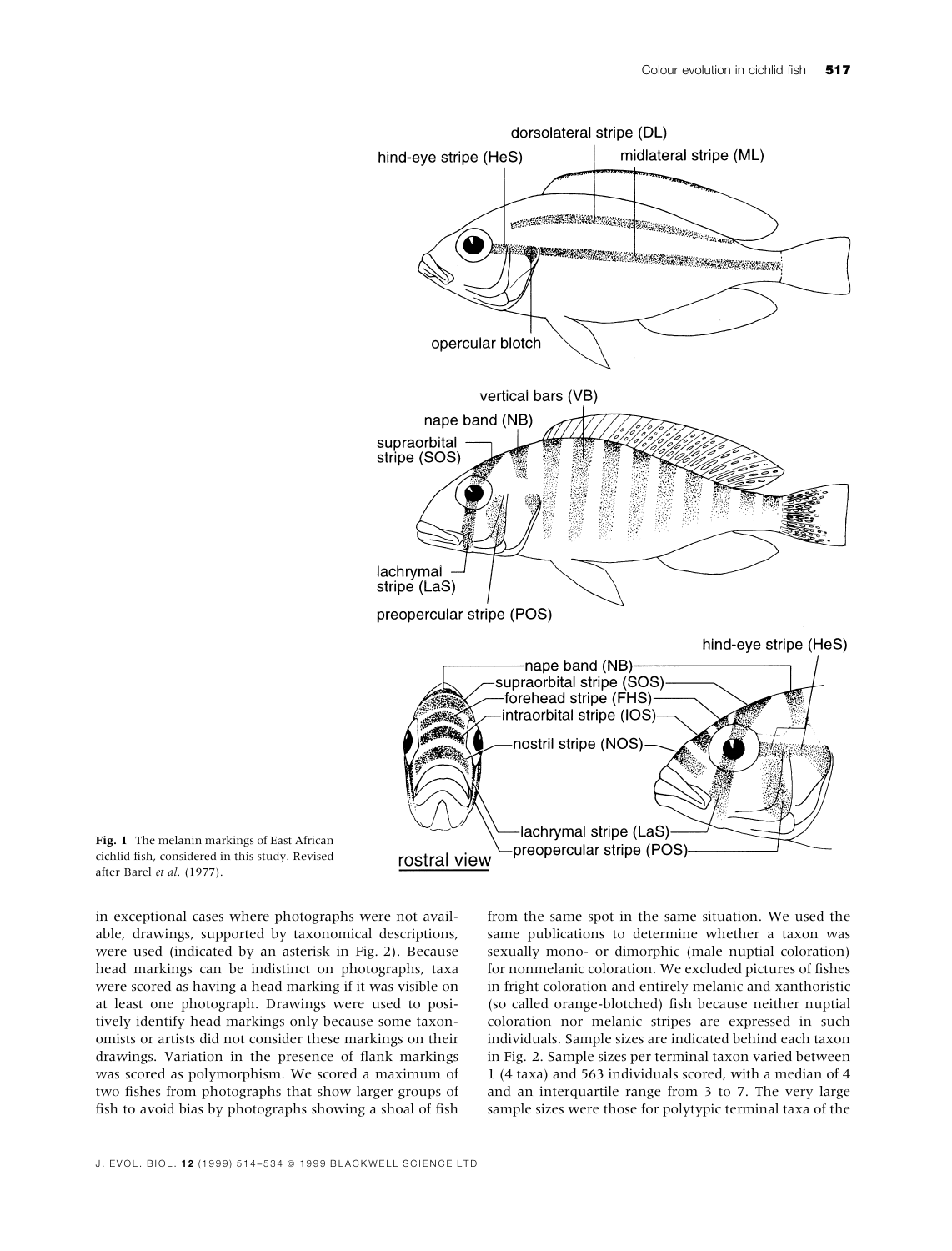**Fig. 1** The melanin markings of East African cichlid fish, considered in this study. Revised after Barel *et al.* (1977).

in exceptional cases where photographs were not available, drawings, supported by taxonomical descriptions, were used (indicated by an asterisk in Fig. 2). Because head markings can be indistinct on photographs, taxa were scored as having a head marking if it was visible on at least one photograph. Drawings were used to positively identify head markings only because some taxonomists or artists did not consider these markings on their drawings. Variation in the presence of flank markings was scored as polymorphism. We scored a maximum of two fishes from photographs that show larger groups of fish to avoid bias by photographs showing a shoal of fish from the same spot in the same situation. We used the same publications to determine whether a taxon was sexually mono- or dimorphic (male nuptial coloration) for nonmelanic coloration. We excluded pictures of fishes in fright coloration and entirely melanic and xanthoristic (so called orange-blotched) fish because neither nuptial coloration nor melanic stripes are expressed in such individuals. Sample sizes are indicated behind each taxon in Fig. 2. Sample sizes per terminal taxon varied between 1 (4 taxa) and 563 individuals scored, with a median of 4 and an interquartile range from 3 to 7. The very large sample sizes were those for polytypic terminal taxa of the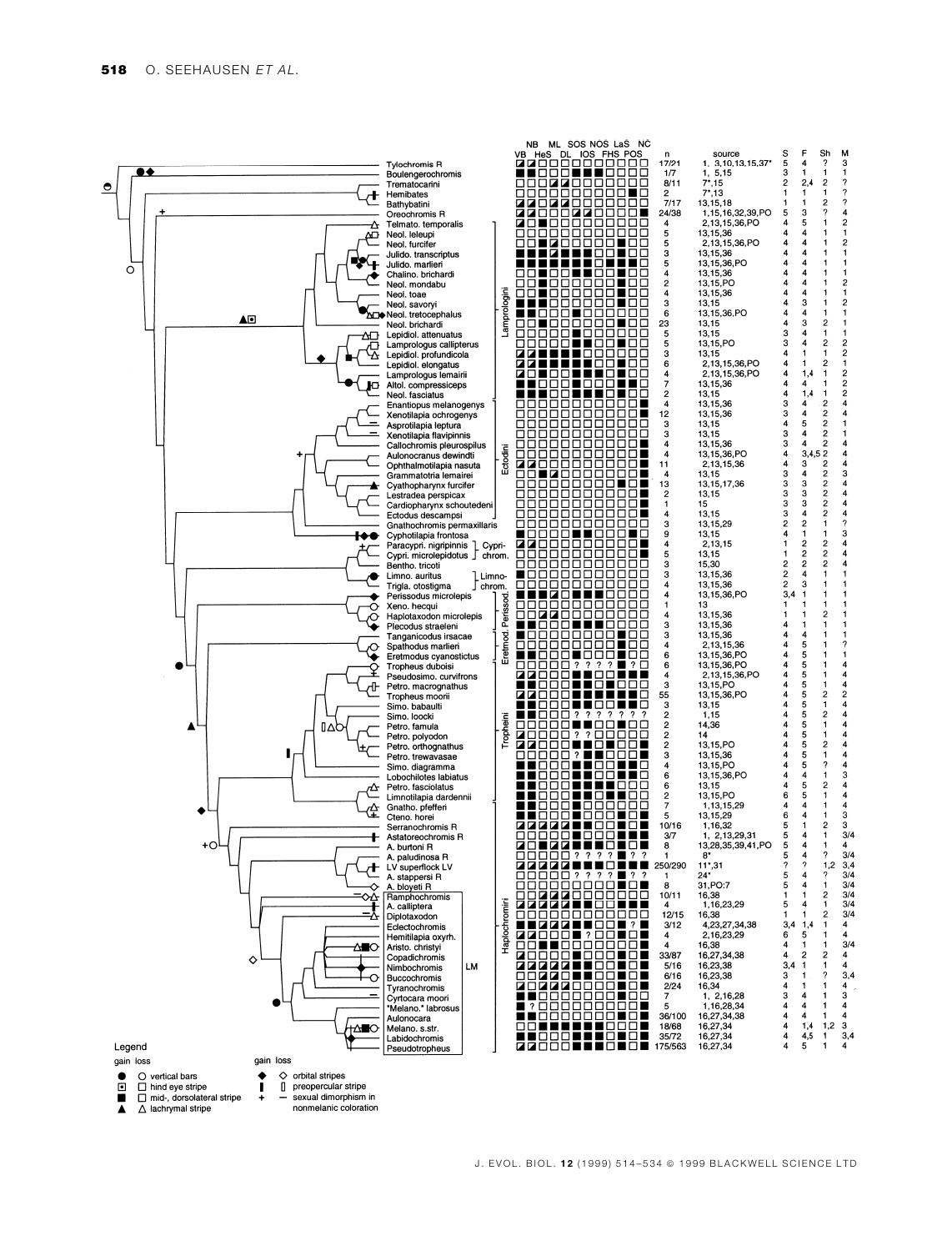| Taxon | n | source | S | F | Sh | M |
|---|---|---|---|---|---|---|
| Tylochromis R | 17/21 | 1, 3,10,13,15,37* | 5 | 4 | ? | 3 |
| Boulengerochromis | 1/7 | 1, 5,15 | 3 | 1 | 1 | 1 |
| Trematocarini | 8/11 | 7*,15 | 2 | 2,4 | 2 | ? |
| Hemibates | 2 | 7*,13 | 1 | 1 | 1 | ? |
| Bathybatini | 7/17 | 13,15,18 | 1 | 1 | 2 | ? |
| Oreochromis R | 24/38 | 1,15,16,32,39,PO | 5 | 3 | ? | 4 |
| Telmato. temporalis | 4 | 2,13,15,36,PO | 4 | 5 | 1 | 2 |
| Neol. leleupi | 5 | 13,15,36 | 4 | 4 | 1 | 1 |
| Neol. furcifer | 5 | 2,13,15,36,PO | 4 | 4 | 1 | 2 |
| Julido. transcriptus | 3 | 13,15,36 | 4 | 4 | 1 | 1 |
| Julido. marlieri | 5 | 13,15,36,PO | 4 | 4 | 1 | 1 |
| Chalino. brichardi | 4 | 13,15,36 | 4 | 4 | 1 | 1 |
| Neol. mondabu | 2 | 13,15,PO | 4 | 4 | 1 | 2 |
| Neol. toae | 4 | 13,15,36 | 4 | 4 | 1 | 1 |
| Neol. savoryi | 3 | 13,15 | 4 | 3 | 1 | 2 |
| Neol. tretocephalus | 6 | 13,15,36,PO | 4 | 4 | 1 | 1 |
| Neol. brichardi | 23 | 13,15 | 4 | 3 | 2 | 1 |
| Lepidiol. attenuatus | 5 | 13,15 | 3 | 4 | 1 | 1 |
| Lamprologus callipterus | 5 | 13,15,PO | 3 | 4 | 2 | 2 |
| Lepidiol. profundicola | 3 | 13,15 | 4 | 1 | 1 | 2 |
| Lepidiol. elongatus | 6 | 2,13,15,36,PO | 4 | 1 | 2 | 1 |
| Lamprologus lemairii | 4 | 2,13,15,36,PO | 4 | 1,4 | 1 | 2 |
| Altol. compressiceps | 7 | 13,15,36 | 4 | 4 | 1 | 2 |
| Neol. fasciatus | 2 | 13,15 | 4 | 1,4 | 1 | 2 |
| Enantiopus melanogenys | 4 | 13,15,36 | 3 | 4 | 2 | 4 |
| Xenotilapia ochrogenys | 12 | 13,15,36 | 3 | 4 | 2 | 4 |
| Asprotilapia leptura | 3 | 13,15 | 4 | 5 | 2 | 1 |
| Xenotilapia flavipinnis | 3 | 13,15 | 3 | 4 | 2 | 1 |
| Callochromis pleurospilus | 4 | 13,15,36 | 3 | 4 | 2 | 4 |
| Aulonocranus dewindti | 4 | 13,15,36,PO | 4 | 3,4,5 | 2 | 4 |
| Ophthalmotilapia nasuta | 11 | 2,13,15,36 | 4 | 3 | 2 | 4 |
| Grammatotria lemairei | 4 | 13,15 | 3 | 4 | 2 | 3 |
| Cyathopharynx furcifer | 13 | 13,15,17,36 | 3 | 3 | 2 | 4 |
| Lestradea perspicax | 2 | 13,15 | 3 | 3 | 2 | 4 |
| Cardiopharynx schoutedeni | 1 | 15 | 3 | 3 | 2 | 4 |
| Ectodus descampsi | 4 | 13,15 | 3 | 4 | 2 | 4 |
| Gnathochromis permaxillaris | 3 | 13,15,29 | 2 | 2 | 1 | ? |
| Cyphotilapia frontosa | 9 | 13,15 | 4 | 1 | 1 | 3 |
| Paracypri. nigripinnis | 4 | 2,13,15 | 1 | 2 | 2 | 4 |
| Cypri. microlepidotus | 5 | 13,15 | 1 | 2 | 2 | 4 |
| Bentho. tricoti | 3 | 15,30 | 2 | 2 | 2 | 4 |
| Limno. auritus | 3 | 13,15,36 | 2 | 4 | 1 | 1 |
| Trigla. otostigma | 4 | 13,15,36 | 2 | 3 | 1 | 1 |
| Perissodus microlepis | 4 | 13,15,36,PO | 3,4 | 1 | 1 | 1 |
| Xeno. hecqui | 1 | 13 | 1 | 1 | 1 | 1 |
| Haplotaxodon microlepis | 4 | 13,15,36 | 1 | 1 | 2 | 1 |
| Plecodus straeleni | 3 | 13,15,36 | 4 | 1 | 1 | 1 |
| Tanganicodus irsacae | 3 | 13,15,36 | 4 | 4 | 1 | 1 |
| Spathodus marlieri | 4 | 2,13,15,36 | 4 | 5 | 1 | ? |
| Eretmodus cyanostictus | 6 | 13,15,36,PO | 4 | 5 | 1 | 1 |
| Tropheus duboisi | 6 | 13,15,36,PO | 4 | 5 | 1 | 4 |
| Pseudosimo. curvifrons | 4 | 2,13,15,36,PO | 4 | 5 | 1 | 4 |
| Petro. macrognathus | 3 | 13,15,PO | 4 | 5 | 1 | 4 |
| Tropheus moorii | 55 | 13,15,36,PO | 4 | 5 | 2 | 2 |
| Simo. babaulti | 3 | 13,15 | 4 | 5 | 1 | 4 |
| Simo. loocki | 2 | 1,15 | 4 | 5 | 2 | 4 |
| Petro. famula | 2 | 14,36 | 4 | 5 | 1 | 4 |
| Petro. polyodon | 2 | 14 | 4 | 5 | 1 | 4 |
| Petro. orthognathus | 2 | 13,15,PO | 4 | 5 | 2 | 4 |
| Petro. trewavasae | 3 | 13,15,36 | 4 | 5 | 1 | 4 |
| Simo. diagramma | 4 | 13,15,PO | 4 | 5 | ? | 4 |
| Lobochilotes labiatus | 6 | 13,15,36,PO | 4 | 4 | 1 | 3 |
| Petro. fasciolatus | 6 | 13,15 | 4 | 5 | 2 | 4 |
| Limnotilapia dardennii | 2 | 13,15,PO | 6 | 5 | 1 | 4 |
| Gnatho. pfefferi | 7 | 1,13,15,29 | 4 | 4 | 1 | 4 |
| Cteno. horei | 5 | 13,15,29 | 6 | 4 | 1 | 3 |
| Serranochromis R | 10/16 | 1,16,32 | 5 | 1 | 2 | 3 |
| Astatoreochromis R | 3/7 | 1, 2,13,29,31 | 5 | 4 | 1 | 3/4 |
| A. burtoni R | 8 | 13,28,35,39,41,PO | 5 | 4 | 1 | 4 |
| A. paludinosa R | 1 | 8* | 5 | 4 | ? | 3/4 |
| LV superflock LV | 250/290 | 11*,31 | ? | ? | 1,2 | 3,4 |
| A. stappersi R | 1 | 24* | 5 | 4 | ? | 3/4 |
| A. bloyeti R | 8 | 31,PO:7 | 5 | 4 | 1 | 3/4 |
| Ramphochromis | 10/11 | 16,38 | 1 | 1 | 2 | 3/4 |
| A. calliptera | 4 | 1,16,23,29 | 5 | 4 | 1 | 3/4 |
| Diplotaxodon | 12/15 | 16,38 | 1 | 1 | 2 | 3/4 |
| Eclectochromis | 3/12 | 4,23,27,34,38 | 3,4 | 1,4 | 1 | 4 |
| Hemitilapia oxyrh. | 4 | 2,16,23,29 | 6 | 5 | 1 | 4 |
| Aristo. christyi | 4 | 16,38 | 4 | 1 | 1 | 3/4 |
| Copadichromis | 33/87 | 16,27,34,38 | 4 | 2 | 2 | 4 |
| Nimbochromis | 5/16 | 16,23,38 | 3,4 | 1 | 1 | 4 |
| Buccochromis | 6/16 | 16,23,38 | 3 | 1 | ? | 3,4 |
| Tyranochromis | 2/24 | 16,34 | 4 | 1 | 1 | 4 |
| Cyrtocara moori | 7 | 1, 2,16,28 | 3 | 4 | 1 | 3 |
| "Melano." labrosus | 5 | 1,16,28,34 | 4 | 4 | 1 | 4 |
| Aulonocara | 36/100 | 16,27,34,38 | 4 | 4 | 1 | 4 |
| Melano. s.str. | 18/68 | 16,27,34 | 4 | 1,4 | 1,2 | 3 |
| Labidochromis | 35/72 | 16,27,34 | 4 | 4,5 | 1 | 3,4 |
| Pseudotropheus | 175/563 | 16,27,34 | 4 | 5 | 1 | 4 |

Legend

| gain | loss | | gain | loss | |
|---|---|---|---|---|---|
| ● | ○ | vertical bars | ◆ | ◇ | orbital stripes |
| ⊡ | □ | hind eye stripe | ▌ | ▯ | preopercular stripe |
| ■ | □ | mid-, dorsolateral stripe | + | – | sexual dimorphism in nonmelanic coloration |
| ▲ | △ | lachrymal stripe | | | |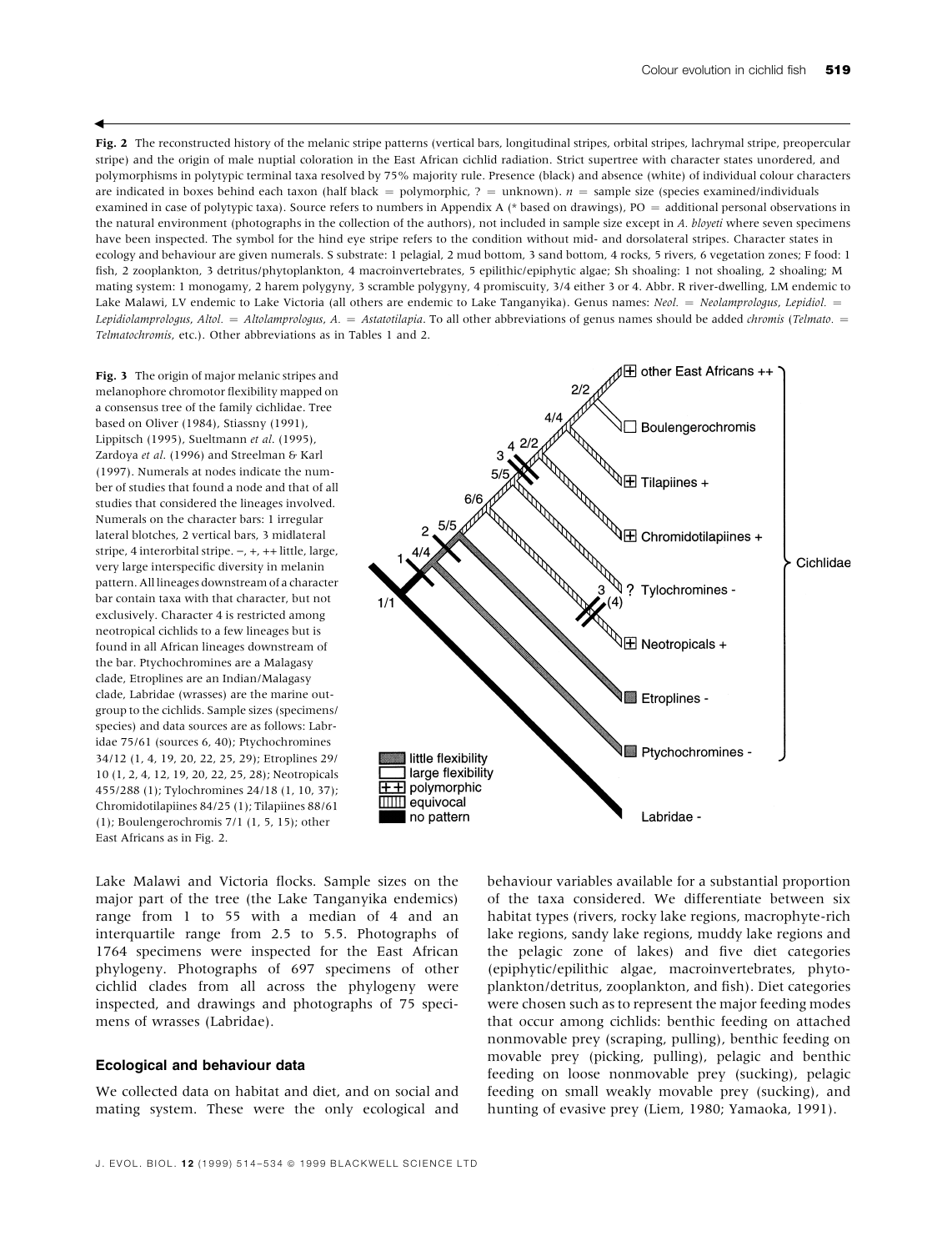**Fig. 2** The reconstructed history of the melanic stripe patterns (vertical bars, longitudinal stripes, orbital stripes, lachrymal stripe, preopercular stripe) and the origin of male nuptial coloration in the East African cichlid radiation. Strict supertree with character states unordered, and polymorphisms in polytypic terminal taxa resolved by 75% majority rule. Presence (black) and absence (white) of individual colour characters are indicated in boxes behind each taxon (half black = polymorphic, ? = unknown). $n$ = sample size (species examined/individuals examined in case of polytypic taxa). Source refers to numbers in Appendix A (* based on drawings), PO = additional personal observations in the natural environment (photographs in the collection of the authors), not included in sample size except in *A. bloyeti* where seven specimens have been inspected. The symbol for the hind eye stripe refers to the condition without mid- and dorsolateral stripes. Character states in ecology and behaviour are given numerals. S substrate: 1 pelagial, 2 mud bottom, 3 sand bottom, 4 rocks, 5 rivers, 6 vegetation zones; F food: 1 fish, 2 zooplankton, 3 detritus/phytoplankton, 4 macroinvertebrates, 5 epilithic/epiphytic algae; Sh shoaling: 1 not shoaling, 2 shoaling; M mating system: 1 monogamy, 2 harem polygyny, 3 scramble polygyny, 4 promiscuity, 3/4 either 3 or 4. Abbr. R river-dwelling, LM endemic to Lake Malawi, LV endemic to Lake Victoria (all others are endemic to Lake Tanganyika). Genus names: *Neol.* = *Neolamprologus*, *Lepidiol.* = *Lepidiolamprologus*, *Altol.* = *Altolamprologus*, *A.* = *Astatotilapia*. To all other abbreviations of genus names should be added *chromis* (*Telmato.* = *Telmatochromis*, etc.). Other abbreviations as in Tables 1 and 2.

**Fig. 3** The origin of major melanic stripes and melanophore chromotor flexibility mapped on a consensus tree of the family cichlidae. Tree based on Oliver (1984), Stiassny (1991), Lippitsch (1995), Sueltmann *et al*. (1995), Zardoya *et al*. (1996) and Streelman & Karl (1997). Numerals at nodes indicate the number of studies that found a node and that of all studies that considered the lineages involved. Numerals on the character bars: 1 irregular lateral blotches, 2 vertical bars, 3 midlateral stripe, 4 interorbital stripe. –, +, ++ little, large, very large interspecific diversity in melanin pattern. All lineages downstream of a character bar contain taxa with that character, but not exclusively. Character 4 is restricted among neotropical cichlids to a few lineages but is found in all African lineages downstream of the bar. Ptychochromines are a Malagasy clade, Etroplines are an Indian/Malagasy clade, Labridae (wrasses) are the marine outgroup to the cichlids. Sample sizes (specimens/species) and data sources are as follows: Labridae 75/61 (sources 6, 40); Ptychochromines 34/12 (1, 4, 19, 20, 22, 25, 29); Etroplines 29/10 (1, 2, 4, 12, 19, 20, 22, 25, 28); Neotropicals 455/288 (1); Tylochromines 24/18 (1, 10, 37); Chromidotilapiines 84/25 (1); Tilapiines 88/61 (1); Boulengerochromis 7/1 (1, 5, 15); other East Africans as in Fig. 2.

Lake Malawi and Victoria flocks. Sample sizes on the major part of the tree (the Lake Tanganyika endemics) range from 1 to 55 with a median of 4 and an interquartile range from 2.5 to 5.5. Photographs of 1764 specimens were inspected for the East African phylogeny. Photographs of 697 specimens of other cichlid clades from all across the phylogeny were inspected, and drawings and photographs of 75 specimens of wrasses (Labridae).

### Ecological and behaviour data

We collected data on habitat and diet, and on social and mating system. These were the only ecological and behaviour variables available for a substantial proportion of the taxa considered. We differentiate between six habitat types (rivers, rocky lake regions, macrophyte-rich lake regions, sandy lake regions, muddy lake regions and the pelagic zone of lakes) and five diet categories (epiphytic/epilithic algae, macroinvertebrates, phytoplankton/detritus, zooplankton, and fish). Diet categories were chosen such as to represent the major feeding modes that occur among cichlids: benthic feeding on attached nonmovable prey (scraping, pulling), benthic feeding on movable prey (picking, pulling), pelagic and benthic feeding on loose nonmovable prey (sucking), pelagic feeding on small weakly movable prey (sucking), and hunting of evasive prey (Liem, 1980; Yamaoka, 1991).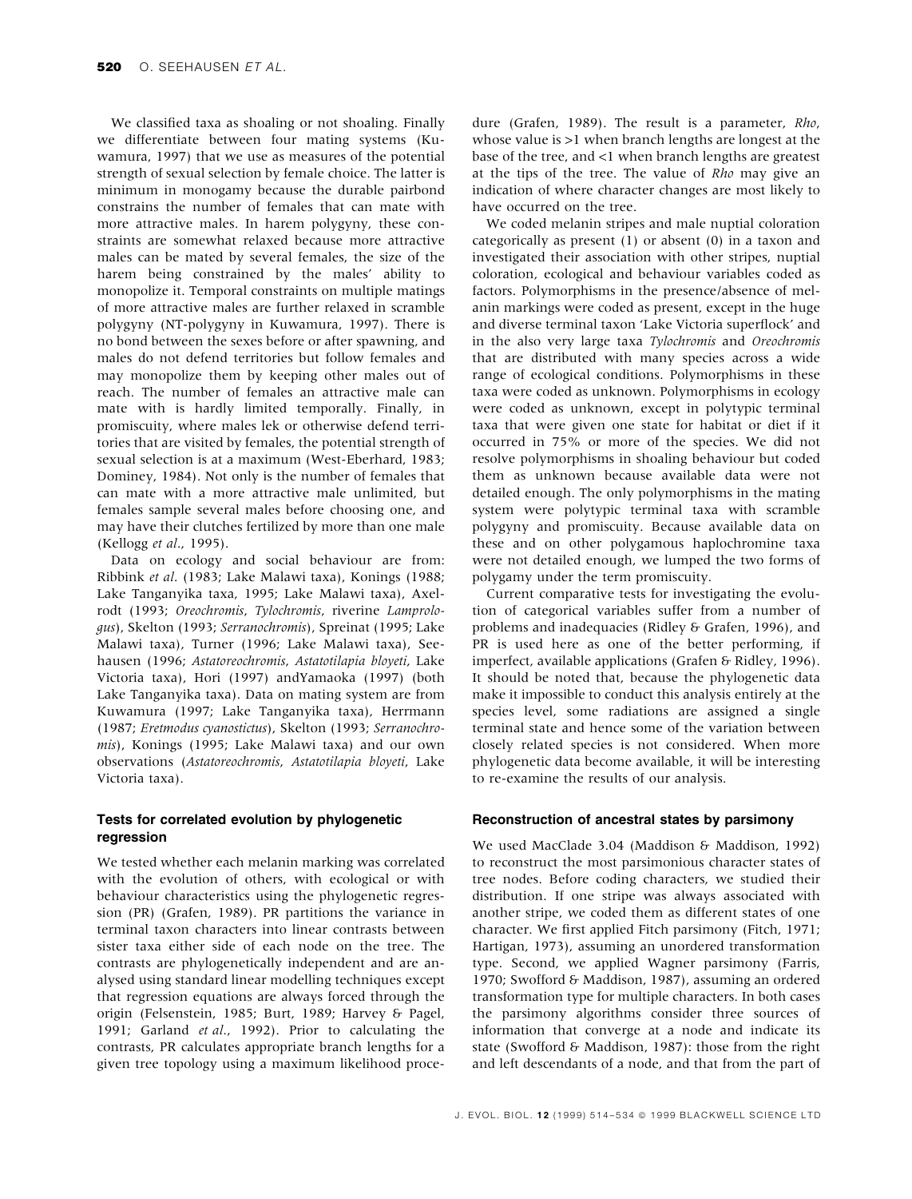We classified taxa as shoaling or not shoaling. Finally we differentiate between four mating systems (Kuwamura, 1997) that we use as measures of the potential strength of sexual selection by female choice. The latter is minimum in monogamy because the durable pairbond constrains the number of females that can mate with more attractive males. In harem polygyny, these constraints are somewhat relaxed because more attractive males can be mated by several females, the size of the harem being constrained by the males' ability to monopolize it. Temporal constraints on multiple matings of more attractive males are further relaxed in scramble polygyny (NT-polygyny in Kuwamura, 1997). There is no bond between the sexes before or after spawning, and males do not defend territories but follow females and may monopolize them by keeping other males out of reach. The number of females an attractive male can mate with is hardly limited temporally. Finally, in promiscuity, where males lek or otherwise defend territories that are visited by females, the potential strength of sexual selection is at a maximum (West-Eberhard, 1983; Dominey, 1984). Not only is the number of females that can mate with a more attractive male unlimited, but females sample several males before choosing one, and may have their clutches fertilized by more than one male (Kellogg *et al*., 1995).

Data on ecology and social behaviour are from: Ribbink *et al*. (1983; Lake Malawi taxa), Konings (1988; Lake Tanganyika taxa, 1995; Lake Malawi taxa), Axelrodt (1993; *Oreochromis*, *Tylochromis*, riverine *Lamprologus*), Skelton (1993; *Serranochromis*), Spreinat (1995; Lake Malawi taxa), Turner (1996; Lake Malawi taxa), Seehausen (1996; *Astatoreochromis*, *Astatotilapia bloyeti*, Lake Victoria taxa), Hori (1997) andYamaoka (1997) (both Lake Tanganyika taxa). Data on mating system are from Kuwamura (1997; Lake Tanganyika taxa), Herrmann (1987; *Eretmodus cyanostictus*), Skelton (1993; *Serranochromis*), Konings (1995; Lake Malawi taxa) and our own observations (*Astatoreochromis*, *Astatotilapia bloyeti*, Lake Victoria taxa).

### Tests for correlated evolution by phylogenetic regression

We tested whether each melanin marking was correlated with the evolution of others, with ecological or with behaviour characteristics using the phylogenetic regression (PR) (Grafen, 1989). PR partitions the variance in terminal taxon characters into linear contrasts between sister taxa either side of each node on the tree. The contrasts are phylogenetically independent and are analysed using standard linear modelling techniques except that regression equations are always forced through the origin (Felsenstein, 1985; Burt, 1989; Harvey & Pagel, 1991; Garland *et al*., 1992). Prior to calculating the contrasts, PR calculates appropriate branch lengths for a given tree topology using a maximum likelihood procedure (Grafen, 1989). The result is a parameter, *Rho*, whose value is >1 when branch lengths are longest at the base of the tree, and <1 when branch lengths are greatest at the tips of the tree. The value of *Rho* may give an indication of where character changes are most likely to have occurred on the tree.

We coded melanin stripes and male nuptial coloration categorically as present (1) or absent (0) in a taxon and investigated their association with other stripes, nuptial coloration, ecological and behaviour variables coded as factors. Polymorphisms in the presence/absence of melanin markings were coded as present, except in the huge and diverse terminal taxon 'Lake Victoria superflock' and in the also very large taxa *Tylochromis* and *Oreochromis* that are distributed with many species across a wide range of ecological conditions. Polymorphisms in these taxa were coded as unknown. Polymorphisms in ecology were coded as unknown, except in polytypic terminal taxa that were given one state for habitat or diet if it occurred in 75% or more of the species. We did not resolve polymorphisms in shoaling behaviour but coded them as unknown because available data were not detailed enough. The only polymorphisms in the mating system were polytypic terminal taxa with scramble polygyny and promiscuity. Because available data on these and on other polygamous haplochromine taxa were not detailed enough, we lumped the two forms of polygamy under the term promiscuity.

Current comparative tests for investigating the evolution of categorical variables suffer from a number of problems and inadequacies (Ridley & Grafen, 1996), and PR is used here as one of the better performing, if imperfect, available applications (Grafen & Ridley, 1996). It should be noted that, because the phylogenetic data make it impossible to conduct this analysis entirely at the species level, some radiations are assigned a single terminal state and hence some of the variation between closely related species is not considered. When more phylogenetic data become available, it will be interesting to re-examine the results of our analysis.

### Reconstruction of ancestral states by parsimony

We used MacClade 3.04 (Maddison & Maddison, 1992) to reconstruct the most parsimonious character states of tree nodes. Before coding characters, we studied their distribution. If one stripe was always associated with another stripe, we coded them as different states of one character. We first applied Fitch parsimony (Fitch, 1971; Hartigan, 1973), assuming an unordered transformation type. Second, we applied Wagner parsimony (Farris, 1970; Swofford & Maddison, 1987), assuming an ordered transformation type for multiple characters. In both cases the parsimony algorithms consider three sources of information that converge at a node and indicate its state (Swofford & Maddison, 1987): those from the right and left descendants of a node, and that from the part of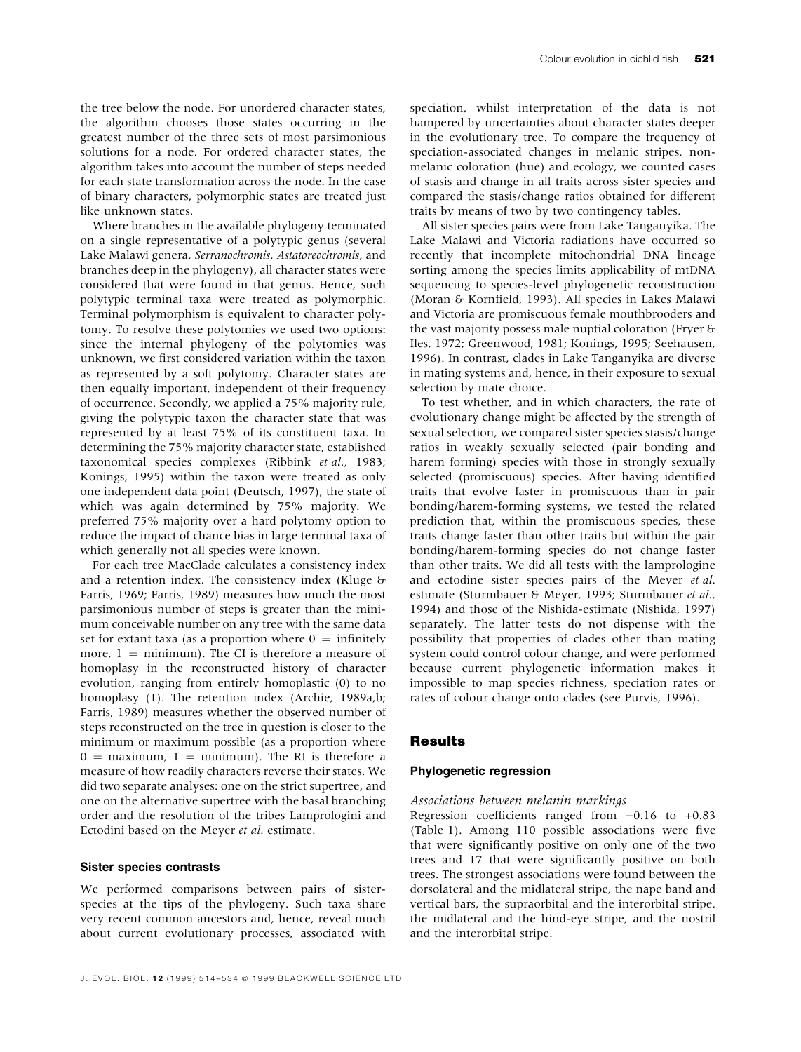the tree below the node. For unordered character states, the algorithm chooses those states occurring in the greatest number of the three sets of most parsimonious solutions for a node. For ordered character states, the algorithm takes into account the number of steps needed for each state transformation across the node. In the case of binary characters, polymorphic states are treated just like unknown states.

Where branches in the available phylogeny terminated on a single representative of a polytypic genus (several Lake Malawi genera, *Serranochromis*, *Astatoreochromis*, and branches deep in the phylogeny), all character states were considered that were found in that genus. Hence, such polytypic terminal taxa were treated as polymorphic. Terminal polymorphism is equivalent to character polytomy. To resolve these polytomies we used two options: since the internal phylogeny of the polytomies was unknown, we first considered variation within the taxon as represented by a soft polytomy. Character states are then equally important, independent of their frequency of occurrence. Secondly, we applied a 75% majority rule, giving the polytypic taxon the character state that was represented by at least 75% of its constituent taxa. In determining the 75% majority character state, established taxonomical species complexes (Ribbink *et al.*, 1983; Konings, 1995) within the taxon were treated as only one independent data point (Deutsch, 1997), the state of which was again determined by 75% majority. We preferred 75% majority over a hard polytomy option to reduce the impact of chance bias in large terminal taxa of which generally not all species were known.

For each tree MacClade calculates a consistency index and a retention index. The consistency index (Kluge & Farris, 1969; Farris, 1989) measures how much the most parsimonious number of steps is greater than the minimum conceivable number on any tree with the same data set for extant taxa (as a proportion where 0 = infinitely more, 1 = minimum). The CI is therefore a measure of homoplasy in the reconstructed history of character evolution, ranging from entirely homoplastic (0) to no homoplasy (1). The retention index (Archie, 1989a,b; Farris, 1989) measures whether the observed number of steps reconstructed on the tree in question is closer to the minimum or maximum possible (as a proportion where 0 = maximum, 1 = minimum). The RI is therefore a measure of how readily characters reverse their states. We did two separate analyses: one on the strict supertree, and one on the alternative supertree with the basal branching order and the resolution of the tribes Lamprologini and Ectodini based on the Meyer *et al.* estimate.

### Sister species contrasts

We performed comparisons between pairs of sister-species at the tips of the phylogeny. Such taxa share very recent common ancestors and, hence, reveal much about current evolutionary processes, associated with speciation, whilst interpretation of the data is not hampered by uncertainties about character states deeper in the evolutionary tree. To compare the frequency of speciation-associated changes in melanic stripes, non-melanic coloration (hue) and ecology, we counted cases of stasis and change in all traits across sister species and compared the stasis/change ratios obtained for different traits by means of two by two contingency tables.

All sister species pairs were from Lake Tanganyika. The Lake Malawi and Victoria radiations have occurred so recently that incomplete mitochondrial DNA lineage sorting among the species limits applicability of mtDNA sequencing to species-level phylogenetic reconstruction (Moran & Kornfield, 1993). All species in Lakes Malawi and Victoria are promiscuous female mouthbrooders and the vast majority possess male nuptial coloration (Fryer & Iles, 1972; Greenwood, 1981; Konings, 1995; Seehausen, 1996). In contrast, clades in Lake Tanganyika are diverse in mating systems and, hence, in their exposure to sexual selection by mate choice.

To test whether, and in which characters, the rate of evolutionary change might be affected by the strength of sexual selection, we compared sister species stasis/change ratios in weakly sexually selected (pair bonding and harem forming) species with those in strongly sexually selected (promiscuous) species. After having identified traits that evolve faster in promiscuous than in pair bonding/harem-forming systems, we tested the related prediction that, within the promiscuous species, these traits change faster than other traits but within the pair bonding/harem-forming species do not change faster than other traits. We did all tests with the lamprologine and ectodine sister species pairs of the Meyer *et al.* estimate (Sturmbauer & Meyer, 1993; Sturmbauer *et al.*, 1994) and those of the Nishida-estimate (Nishida, 1997) separately. The latter tests do not dispense with the possibility that properties of clades other than mating system could control colour change, and were performed because current phylogenetic information makes it impossible to map species richness, speciation rates or rates of colour change onto clades (see Purvis, 1996).

## Results

### Phylogenetic regression

#### *Associations between melanin markings*

Regression coefficients ranged from −0.16 to +0.83 (Table 1). Among 110 possible associations were five that were significantly positive on only one of the two trees and 17 that were significantly positive on both trees. The strongest associations were found between the dorsolateral and the midlateral stripe, the nape band and vertical bars, the supraorbital and the interorbital stripe, the midlateral and the hind-eye stripe, and the nostril and the interorbital stripe.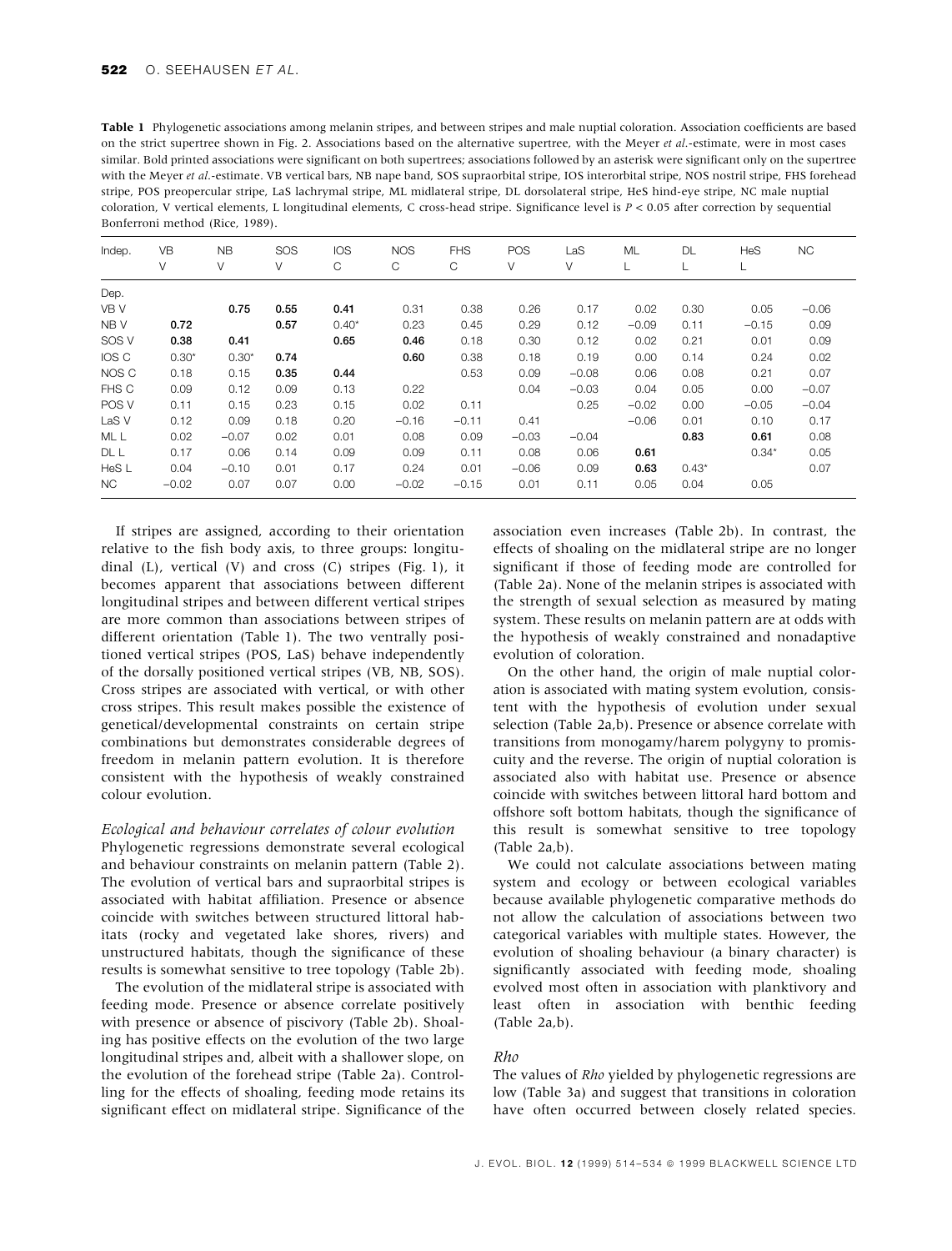**Table 1** Phylogenetic associations among melanin stripes, and between stripes and male nuptial coloration. Association coefficients are based on the strict supertree shown in Fig. 2. Associations based on the alternative supertree, with the Meyer *et al.*-estimate, were in most cases similar. Bold printed associations were significant on both supertrees; associations followed by an asterisk were significant only on the supertree with the Meyer *et al.*-estimate. VB vertical bars, NB nape band, SOS supraorbital stripe, IOS interorbital stripe, NOS nostril stripe, FHS forehead stripe, POS preopercular stripe, LaS lachrymal stripe, ML midlateral stripe, DL dorsolateral stripe, HeS hind-eye stripe, NC male nuptial coloration, V vertical elements, L longitudinal elements, C cross-head stripe. Significance level is $P < 0.05$ after correction by sequential Bonferroni method (Rice, 1989).

| Indep. | VB | NB | SOS | IOS | NOS | FHS | POS | LaS | ML | DL | HeS | NC |
|---|---|---|---|---|---|---|---|---|---|---|---|---|
| | V | V | V | C | C | C | V | V | L | L | L | |
| Dep. | | | | | | | | | | | | |
| VB V | | **0.75** | **0.55** | **0.41** | 0.31 | 0.38 | 0.26 | 0.17 | 0.02 | 0.30 | 0.05 | −0.06 |
| NB V | **0.72** | | **0.57** | 0.40* | 0.23 | 0.45 | 0.29 | 0.12 | −0.09 | 0.11 | −0.15 | 0.09 |
| SOS V | **0.38** | **0.41** | | **0.65** | **0.46** | 0.18 | 0.30 | 0.12 | 0.02 | 0.21 | 0.01 | 0.09 |
| IOS C | 0.30* | 0.30* | **0.74** | | **0.60** | 0.38 | 0.18 | 0.19 | 0.00 | 0.14 | 0.24 | 0.02 |
| NOS C | 0.18 | 0.15 | **0.35** | **0.44** | | 0.53 | 0.09 | −0.08 | 0.06 | 0.08 | 0.21 | 0.07 |
| FHS C | 0.09 | 0.12 | 0.09 | 0.13 | 0.22 | | 0.04 | −0.03 | 0.04 | 0.05 | 0.00 | −0.07 |
| POS V | 0.11 | 0.15 | 0.23 | 0.15 | 0.02 | 0.11 | | 0.25 | −0.02 | 0.00 | −0.05 | −0.04 |
| LaS V | 0.12 | 0.09 | 0.18 | 0.20 | −0.16 | −0.11 | 0.41 | | −0.06 | 0.01 | 0.10 | 0.17 |
| ML L | 0.02 | −0.07 | 0.02 | 0.01 | 0.08 | 0.09 | −0.03 | −0.04 | | **0.83** | **0.61** | 0.08 |
| DL L | 0.17 | 0.06 | 0.14 | 0.09 | 0.09 | 0.11 | 0.08 | 0.06 | **0.61** | | 0.34* | 0.05 |
| HeS L | 0.04 | −0.10 | 0.01 | 0.17 | 0.24 | 0.01 | −0.06 | 0.09 | **0.63** | 0.43* | | 0.07 |
| NC | −0.02 | 0.07 | 0.07 | 0.00 | −0.02 | −0.15 | 0.01 | 0.11 | 0.05 | 0.04 | 0.05 | |

If stripes are assigned, according to their orientation relative to the fish body axis, to three groups: longitudinal (L), vertical (V) and cross (C) stripes (Fig. 1), it becomes apparent that associations between different longitudinal stripes and between different vertical stripes are more common than associations between stripes of different orientation (Table 1). The two ventrally positioned vertical stripes (POS, LaS) behave independently of the dorsally positioned vertical stripes (VB, NB, SOS). Cross stripes are associated with vertical, or with other cross stripes. This result makes possible the existence of genetical/developmental constraints on certain stripe combinations but demonstrates considerable degrees of freedom in melanin pattern evolution. It is therefore consistent with the hypothesis of weakly constrained colour evolution.

### *Ecological and behaviour correlates of colour evolution*

Phylogenetic regressions demonstrate several ecological and behaviour constraints on melanin pattern (Table 2). The evolution of vertical bars and supraorbital stripes is associated with habitat affiliation. Presence or absence coincide with switches between structured littoral habitats (rocky and vegetated lake shores, rivers) and unstructured habitats, though the significance of these results is somewhat sensitive to tree topology (Table 2b).

The evolution of the midlateral stripe is associated with feeding mode. Presence or absence correlate positively with presence or absence of piscivory (Table 2b). Shoaling has positive effects on the evolution of the two large longitudinal stripes and, albeit with a shallower slope, on the evolution of the forehead stripe (Table 2a). Controlling for the effects of shoaling, feeding mode retains its significant effect on midlateral stripe. Significance of the association even increases (Table 2b). In contrast, the effects of shoaling on the midlateral stripe are no longer significant if those of feeding mode are controlled for (Table 2a). None of the melanin stripes is associated with the strength of sexual selection as measured by mating system. These results on melanin pattern are at odds with the hypothesis of weakly constrained and nonadaptive evolution of coloration.

On the other hand, the origin of male nuptial coloration is associated with mating system evolution, consistent with the hypothesis of evolution under sexual selection (Table 2a,b). Presence or absence correlate with transitions from monogamy/harem polygyny to promiscuity and the reverse. The origin of nuptial coloration is associated also with habitat use. Presence or absence coincide with switches between littoral hard bottom and offshore soft bottom habitats, though the significance of this result is somewhat sensitive to tree topology (Table 2a,b).

We could not calculate associations between mating system and ecology or between ecological variables because available phylogenetic comparative methods do not allow the calculation of associations between two categorical variables with multiple states. However, the evolution of shoaling behaviour (a binary character) is significantly associated with feeding mode, shoaling evolved most often in association with planktivory and least often in association with benthic feeding (Table 2a,b).

### *Rho*

The values of *Rho* yielded by phylogenetic regressions are low (Table 3a) and suggest that transitions in coloration have often occurred between closely related species.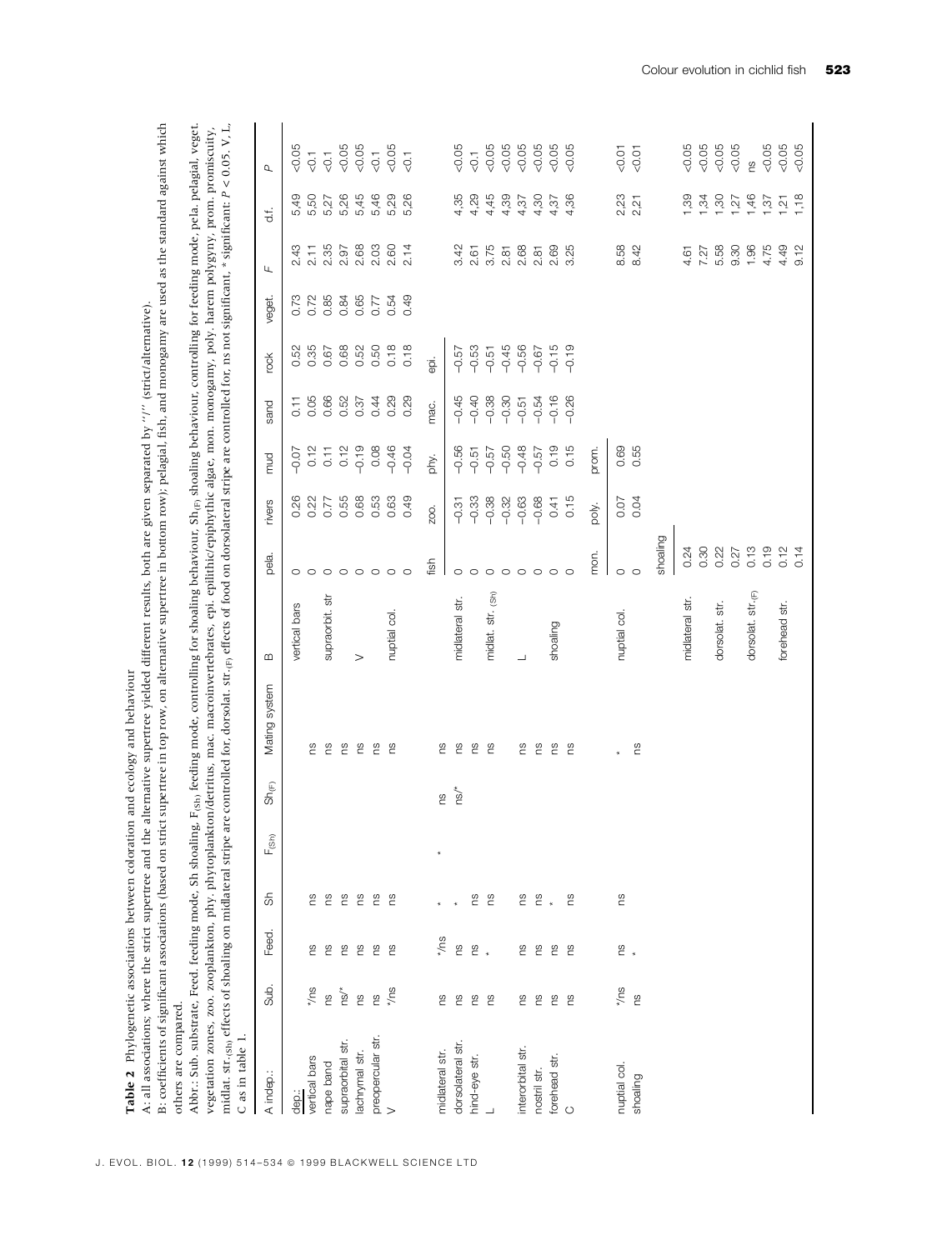**Table 2** Phylogenetic associations between coloration and ecology and behaviour

A: all associations; where the strict supertree and the alternative supertree yielded different results, both are given separated by "/" (strict/alternative).

B: coefficients of significant associations (based on strict supertree in top row, on alternative supertree in bottom row); pelagial, fish, and monogamy are used as the standard against which others are compared.

Abbr.: Sub. substrate, Feed. feeding mode, Sh shoaling, $F_{(Sh)}$ feeding mode, controlling for shoaling behaviour, $Sh_{(F)}$ shoaling behaviour, controlling for feeding mode, pela. pelagial, veget. vegetation zones, zoo. zooplankton, phy. phytoplankton/detritus, mac. macroinvertebrates, epi. epilithic/epiphythic algae, mon. monogamy, poly. harem polygyny, prom. promiscuity, midlat. $str._{(Sh)}$ effects of shoaling on midlateral stripe are controlled for, dorsolat. $str._{(F)}$ effects of food on dorsolateral stripe are controlled for, * significant: $P < 0.05$. V, L, C as in table 1.

| A indep.: | Sub. | Feed. | Sh | $F_{(Sh)}$ | $Sh_{(F)}$ | Mating system | B | pela. | rivers | mud | sand | rock | veget. | $F$ | d.f. | $P$ |
|---|---|---|---|---|---|---|---|---|---|---|---|---|---|---|---|---|
| dep.: | | | | | | | vertical bars | 0 | 0.26 | −0.07 | 0.11 | 0.52 | 0.73 | 2.43 | 5,49 | <0.05 |
| vertical bars | */ns | ns | ns | | | ns | | 0 | 0.22 | 0.12 | 0.05 | 0.35 | 0.72 | 2.11 | 5,50 | <0.1 |
| nape band | ns | ns | ns | | | ns | supraorbit. str | 0 | 0.77 | 0.11 | 0.66 | 0.67 | 0.85 | 2.35 | 5,27 | <0.1 |
| supraorbital str. | ns/* | ns | ns | | | ns | | 0 | 0.55 | 0.12 | 0.52 | 0.68 | 0.84 | 2.97 | 5,26 | <0.05 |
| lachrymal str. | ns | ns | ns | | | ns | V | 0 | 0.68 | −0.19 | 0.37 | 0.52 | 0.65 | 2.68 | 5,45 | <0.05 |
| preopercular str. | ns | ns | ns | | | ns | | 0 | 0.53 | 0.08 | 0.44 | 0.50 | 0.77 | 2.03 | 5,46 | <0.1 |
| V | */ns | ns | ns | | | ns | nuptial col. | 0 | 0.63 | −0.46 | 0.29 | 0.18 | 0.54 | 2.60 | 5,29 | <0.05 |
| | | | | | | | | 0 | 0.49 | −0.04 | 0.29 | 0.18 | 0.49 | 2.14 | 5,26 | <0.1 |
| | | | | | | | | fish | zoo. | phy. | mac. | epi. | | | | |
| midlateral str. | ns | */ns | * | * | ns | ns | midlateral str. | 0 | −0.31 | −0.56 | −0.45 | −0.57 | | 3.42 | 4,35 | <0.05 |
| dorsolateral str. | ns | ns | * | | ns/* | ns | | 0 | −0.33 | −0.51 | −0.40 | −0.53 | | 2.61 | 4,29 | <0.1 |
| hind-eye str. | ns | ns | ns | | | ns | midlat. $str._{(Sh)}$ | 0 | −0.38 | −0.57 | −0.38 | −0.51 | | 3.75 | 4,45 | <0.05 |
| L | ns | * | ns | | | ns | | 0 | −0.32 | −0.50 | −0.30 | −0.45 | | 2.81 | 4,39 | <0.05 |
| interorbital str. | ns | ns | ns | | | ns | L | 0 | −0.63 | −0.48 | −0.51 | −0.56 | | 2.68 | 4,37 | <0.05 |
| nostril str. | ns | ns | ns | | | ns | | 0 | −0.68 | −0.57 | −0.54 | −0.67 | | 2.81 | 4,30 | <0.05 |
| forehead str. | ns | ns | * | | | ns | shoaling | 0 | 0.41 | 0.19 | −0.16 | −0.15 | | 2.69 | 4,37 | <0.05 |
| C | ns | ns | ns | | | ns | | 0 | 0.15 | 0.15 | −0.26 | −0.19 | | 3.25 | 4,36 | <0.05 |
| | | | | | | | | mon. | poly. | prom. | | | | | | |
| nuptial col. | */ns | ns | ns | | | * | nuptial col. | 0 | 0.07 | 0.69 | | | | 8.58 | 2,23 | <0.01 |
| shoaling | ns | * | | | | ns | | 0 | 0.04 | 0.55 | | | | 8.42 | 2,21 | <0.01 |
| | | | | | | | | shoaling | | | | | | | | |
| | | | | | | | midlateral str. | 0.24 | | | | | | 4.61 | 1,39 | <0.05 |
| | | | | | | | | 0.30 | | | | | | 7.27 | 1,34 | <0.05 |
| | | | | | | | dorsolat. str. | 0.22 | | | | | | 5.58 | 1,30 | <0.05 |
| | | | | | | | | 0.27 | | | | | | 9.30 | 1,27 | <0.05 |
| | | | | | | | dorsolat. $str._{(F)}$ | 0.13 | | | | | | 1.96 | 1,46 | ns |
| | | | | | | | | 0.19 | | | | | | 4.75 | 1,37 | <0.05 |
| | | | | | | | forehead str. | 0.12 | | | | | | 4.49 | 1,21 | <0.05 |
| | | | | | | | | 0.14 | | | | | | 9.12 | 1,18 | <0.05 |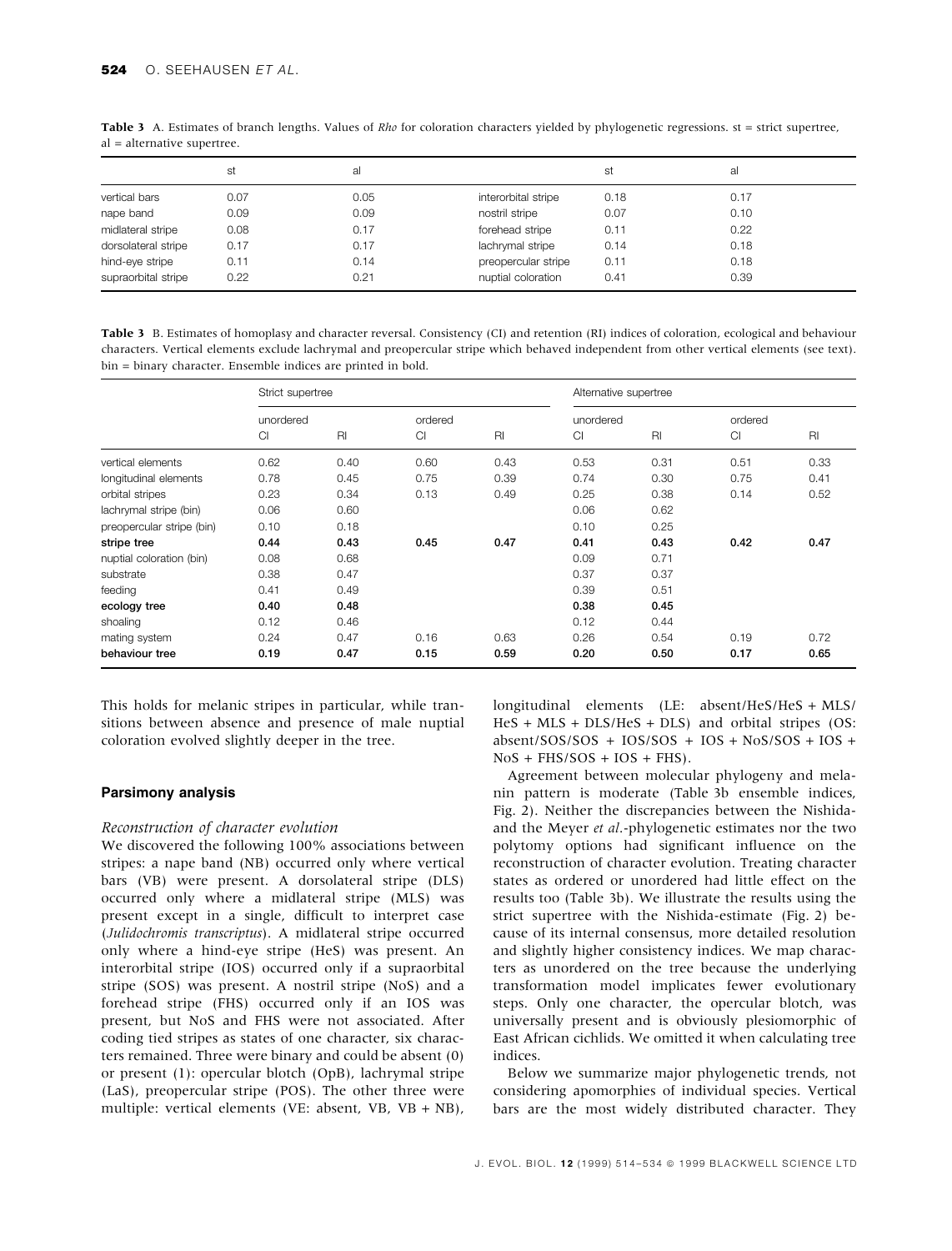**Table 3** A. Estimates of branch lengths. Values of *Rho* for coloration characters yielded by phylogenetic regressions. st = strict supertree, al = alternative supertree.

| | st | al | | st | al |
|---|---|---|---|---|---|
| vertical bars | 0.07 | 0.05 | interorbital stripe | 0.18 | 0.17 |
| nape band | 0.09 | 0.09 | nostril stripe | 0.07 | 0.10 |
| midlateral stripe | 0.08 | 0.17 | forehead stripe | 0.11 | 0.22 |
| dorsolateral stripe | 0.17 | 0.17 | lachrymal stripe | 0.14 | 0.18 |
| hind-eye stripe | 0.11 | 0.14 | preopercular stripe | 0.11 | 0.18 |
| supraorbital stripe | 0.22 | 0.21 | nuptial coloration | 0.41 | 0.39 |

**Table 3** B. Estimates of homoplasy and character reversal. Consistency (CI) and retention (RI) indices of coloration, ecological and behaviour characters. Vertical elements exclude lachrymal and preopercular stripe which behaved independent from other vertical elements (see text). bin = binary character. Ensemble indices are printed in bold.

| | Strict supertree | | | | Alternative supertree | | | |
|---|---|---|---|---|---|---|---|---|
| | unordered | | ordered | | unordered | | ordered | |
| | CI | RI | CI | RI | CI | RI | CI | RI |
| vertical elements | 0.62 | 0.40 | 0.60 | 0.43 | 0.53 | 0.31 | 0.51 | 0.33 |
| longitudinal elements | 0.78 | 0.45 | 0.75 | 0.39 | 0.74 | 0.30 | 0.75 | 0.41 |
| orbital stripes | 0.23 | 0.34 | 0.13 | 0.49 | 0.25 | 0.38 | 0.14 | 0.52 |
| lachrymal stripe (bin) | 0.06 | 0.60 | | | 0.06 | 0.62 | | |
| preopercular stripe (bin) | 0.10 | 0.18 | | | 0.10 | 0.25 | | |
| **stripe tree** | **0.44** | **0.43** | **0.45** | **0.47** | **0.41** | **0.43** | **0.42** | **0.47** |
| nuptial coloration (bin) | 0.08 | 0.68 | | | 0.09 | 0.71 | | |
| substrate | 0.38 | 0.47 | | | 0.37 | 0.37 | | |
| feeding | 0.41 | 0.49 | | | 0.39 | 0.51 | | |
| **ecology tree** | **0.40** | **0.48** | | | **0.38** | **0.45** | | |
| shoaling | 0.12 | 0.46 | | | 0.12 | 0.44 | | |
| mating system | 0.24 | 0.47 | 0.16 | 0.63 | 0.26 | 0.54 | 0.19 | 0.72 |
| **behaviour tree** | **0.19** | **0.47** | **0.15** | **0.59** | **0.20** | **0.50** | **0.17** | **0.65** |

This holds for melanic stripes in particular, while transitions between absence and presence of male nuptial coloration evolved slightly deeper in the tree.

### Parsimony analysis

#### *Reconstruction of character evolution*

We discovered the following 100% associations between stripes: a nape band (NB) occurred only where vertical bars (VB) were present. A dorsolateral stripe (DLS) occurred only where a midlateral stripe (MLS) was present except in a single, difficult to interpret case (*Julidochromis transcriptus*). A midlateral stripe occurred only where a hind-eye stripe (HeS) was present. An interorbital stripe (IOS) occurred only if a supraorbital stripe (SOS) was present. A nostril stripe (NoS) and a forehead stripe (FHS) occurred only if an IOS was present, but NoS and FHS were not associated. After coding tied stripes as states of one character, six characters remained. Three were binary and could be absent (0) or present (1): opercular blotch (OpB), lachrymal stripe (LaS), preopercular stripe (POS). The other three were multiple: vertical elements (VE: absent, VB, VB + NB), longitudinal elements (LE: absent/HeS/HeS + MLS/HeS + MLS + DLS/HeS + DLS) and orbital stripes (OS: absent/SOS/SOS + IOS/SOS + IOS + NoS/SOS + IOS + NoS + FHS/SOS + IOS + FHS).

Agreement between molecular phylogeny and melanin pattern is moderate (Table 3b ensemble indices, Fig. 2). Neither the discrepancies between the Nishida- and the Meyer *et al.*-phylogenetic estimates nor the two polytomy options had significant influence on the reconstruction of character evolution. Treating character states as ordered or unordered had little effect on the results too (Table 3b). We illustrate the results using the strict supertree with the Nishida-estimate (Fig. 2) because of its internal consensus, more detailed resolution and slightly higher consistency indices. We map characters as unordered on the tree because the underlying transformation model implicates fewer evolutionary steps. Only one character, the opercular blotch, was universally present and is obviously plesiomorphic of East African cichlids. We omitted it when calculating tree indices.

Below we summarize major phylogenetic trends, not considering apomorphies of individual species. Vertical bars are the most widely distributed character. They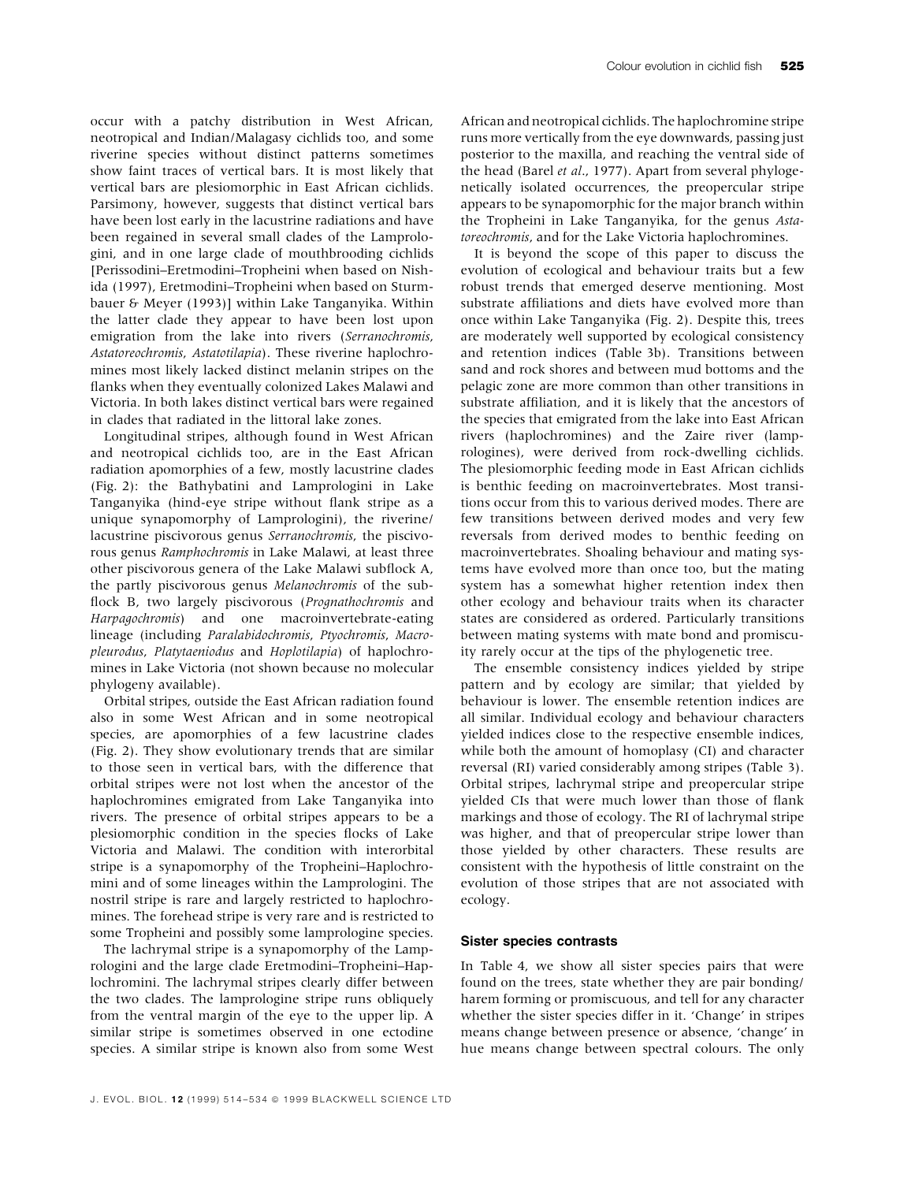occur with a patchy distribution in West African, neotropical and Indian/Malagasy cichlids too, and some riverine species without distinct patterns sometimes show faint traces of vertical bars. It is most likely that vertical bars are plesiomorphic in East African cichlids. Parsimony, however, suggests that distinct vertical bars have been lost early in the lacustrine radiations and have been regained in several small clades of the Lamprologini, and in one large clade of mouthbrooding cichlids [Perissodini–Eretmodini–Tropheini when based on Nishida (1997), Eretmodini–Tropheini when based on Sturmbauer & Meyer (1993)] within Lake Tanganyika. Within the latter clade they appear to have been lost upon emigration from the lake into rivers (*Serranochromis*, *Astatoreochromis*, *Astatotilapia*). These riverine haplochromines most likely lacked distinct melanin stripes on the flanks when they eventually colonized Lakes Malawi and Victoria. In both lakes distinct vertical bars were regained in clades that radiated in the littoral lake zones.

Longitudinal stripes, although found in West African and neotropical cichlids too, are in the East African radiation apomorphies of a few, mostly lacustrine clades (Fig. 2): the Bathybatini and Lamprologini in Lake Tanganyika (hind-eye stripe without flank stripe as a unique synapomorphy of Lamprologini), the riverine/lacustrine piscivorous genus *Serranochromis*, the piscivorous genus *Ramphochromis* in Lake Malawi, at least three other piscivorous genera of the Lake Malawi subflock A, the partly piscivorous genus *Melanochromis* of the subflock B, two largely piscivorous (*Prognathochromis* and *Harpagochromis*) and one macroinvertebrate-eating lineage (including *Paralabidochromis*, *Ptyochromis*, *Macropleurodus*, *Platytaeniodus* and *Hoplotilapia*) of haplochromines in Lake Victoria (not shown because no molecular phylogeny available).

Orbital stripes, outside the East African radiation found also in some West African and in some neotropical species, are apomorphies of a few lacustrine clades (Fig. 2). They show evolutionary trends that are similar to those seen in vertical bars, with the difference that orbital stripes were not lost when the ancestor of the haplochromines emigrated from Lake Tanganyika into rivers. The presence of orbital stripes appears to be a plesiomorphic condition in the species flocks of Lake Victoria and Malawi. The condition with interorbital stripe is a synapomorphy of the Tropheini–Haplochromini and of some lineages within the Lamprologini. The nostril stripe is rare and largely restricted to haplochromines. The forehead stripe is very rare and is restricted to some Tropheini and possibly some lamprologine species.

The lachrymal stripe is a synapomorphy of the Lamprologini and the large clade Eretmodini–Tropheini–Haplochromini. The lachrymal stripes clearly differ between the two clades. The lamprologine stripe runs obliquely from the ventral margin of the eye to the upper lip. A similar stripe is sometimes observed in one ectodine species. A similar stripe is known also from some West African and neotropical cichlids. The haplochromine stripe runs more vertically from the eye downwards, passing just posterior to the maxilla, and reaching the ventral side of the head (Barel *et al.*, 1977). Apart from several phylogenetically isolated occurrences, the preopercular stripe appears to be synapomorphic for the major branch within the Tropheini in Lake Tanganyika, for the genus *Astatoreochromis*, and for the Lake Victoria haplochromines.

It is beyond the scope of this paper to discuss the evolution of ecological and behaviour traits but a few robust trends that emerged deserve mentioning. Most substrate affiliations and diets have evolved more than once within Lake Tanganyika (Fig. 2). Despite this, trees are moderately well supported by ecological consistency and retention indices (Table 3b). Transitions between sand and rock shores and between mud bottoms and the pelagic zone are more common than other transitions in substrate affiliation, and it is likely that the ancestors of the species that emigrated from the lake into East African rivers (haplochromines) and the Zaire river (lamprologines), were derived from rock-dwelling cichlids. The plesiomorphic feeding mode in East African cichlids is benthic feeding on macroinvertebrates. Most transitions occur from this to various derived modes. There are few transitions between derived modes and very few reversals from derived modes to benthic feeding on macroinvertebrates. Shoaling behaviour and mating systems have evolved more than once too, but the mating system has a somewhat higher retention index then other ecology and behaviour traits when its character states are considered as ordered. Particularly transitions between mating systems with mate bond and promiscuity rarely occur at the tips of the phylogenetic tree.

The ensemble consistency indices yielded by stripe pattern and by ecology are similar; that yielded by behaviour is lower. The ensemble retention indices are all similar. Individual ecology and behaviour characters yielded indices close to the respective ensemble indices, while both the amount of homoplasy (CI) and character reversal (RI) varied considerably among stripes (Table 3). Orbital stripes, lachrymal stripe and preopercular stripe yielded CIs that were much lower than those of flank markings and those of ecology. The RI of lachrymal stripe was higher, and that of preopercular stripe lower than those yielded by other characters. These results are consistent with the hypothesis of little constraint on the evolution of those stripes that are not associated with ecology.

### Sister species contrasts

In Table 4, we show all sister species pairs that were found on the trees, state whether they are pair bonding/harem forming or promiscuous, and tell for any character whether the sister species differ in it. 'Change' in stripes means change between presence or absence, 'change' in hue means change between spectral colours. The only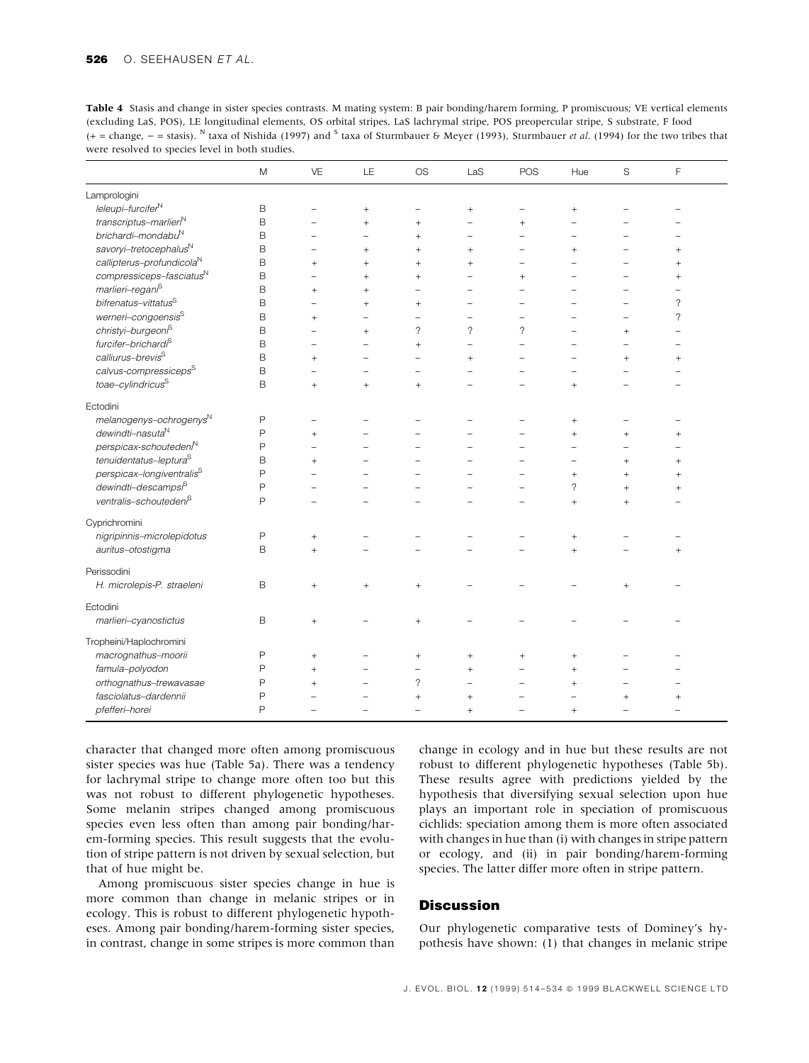**Table 4** Stasis and change in sister species contrasts. M mating system: B pair bonding/harem forming, P promiscuous; VE vertical elements (excluding LaS, POS), LE longitudinal elements, OS orbital stripes, LaS lachrymal stripe, POS preopercular stripe, S substrate, F food (+ = change, − = stasis). [N] taxa of Nishida (1997) and [S] taxa of Sturmbauer & Meyer (1993), Sturmbauer *et al.* (1994) for the two tribes that were resolved to species level in both studies.

| | M | VE | LE | OS | LaS | POS | Hue | S | F |
|---|---|---|---|---|---|---|---|---|---|
| Lamprologini | | | | | | | | | |
| *leleupi–furcifer*[N] | B | − | + | − | + | − | + | − | − |
| *transcriptus–marlieri*[N] | B | − | + | + | − | + | − | − | − |
| *brichardi–mondabu*[N] | B | − | − | + | − | − | − | − | − |
| *savoryi–tretocephalus*[N] | B | − | + | + | + | − | + | − | + |
| *callipterus–profundicola*[N] | B | + | + | + | + | − | − | − | + |
| *compressiceps–fasciatus*[N] | B | − | + | + | − | + | − | − | + |
| *marlieri–regani*[S] | B | + | + | − | − | − | − | − | − |
| *bifrenatus–vittatus*[S] | B | − | + | + | − | − | − | − | ? |
| *werneri–congoensis*[S] | B | + | − | − | − | − | − | − | ? |
| *christyi–burgeoni*[S] | B | − | + | ? | ? | ? | − | + | − |
| *furcifer–brichardi*[S] | B | − | − | + | − | − | − | − | − |
| *calliurus–brevis*[S] | B | + | − | − | + | − | − | + | + |
| *calvus–compressiceps*[S] | B | − | − | − | − | − | − | − | − |
| *toae–cylindricus*[S] | B | + | + | + | − | − | + | − | − |
| Ectodini | | | | | | | | | |
| *melanogenys–ochrogenys*[N] | P | − | − | − | − | − | + | − | − |
| *dewindti–nasuta*[N] | P | + | − | − | − | − | + | + | + |
| *perspicax–schoutedeni*[N] | P | − | − | − | − | − | − | − | − |
| *tenuidentatus–leptura*[S] | B | + | − | − | − | − | − | + | + |
| *perspicax–longiventralis*[S] | P | − | − | − | − | − | + | + | + |
| *dewindti–descampsi*[S] | P | − | − | − | − | − | ? | + | + |
| *ventralis–schoutedeni*[S] | P | − | − | − | − | − | + | + | − |
| Cyprichromini | | | | | | | | | |
| *nigripinnis–microlepidotus* | P | + | − | − | − | − | + | − | − |
| *auritus–otostigma* | B | + | − | − | − | − | + | − | + |
| Perissodini | | | | | | | | | |
| *H. microlepis–P. straeleni* | B | + | + | + | − | − | − | + | − |
| Ectodini | | | | | | | | | |
| *marlieri–cyanostictus* | B | + | − | + | − | − | − | − | − |
| Tropheini/Haplochromini | | | | | | | | | |
| *macrognathus–moorii* | P | + | − | + | + | + | + | − | − |
| *famula–polyodon* | P | + | − | − | + | − | + | − | − |
| *orthognathus–trewavasae* | P | + | − | ? | − | − | + | − | − |
| *fasciolatus–dardennii* | P | − | − | + | + | − | − | + | + |
| *pfefferi–horei* | P | − | − | − | + | − | + | − | − |

character that changed more often among promiscuous sister species was hue (Table 5a). There was a tendency for lachrymal stripe to change more often too but this was not robust to different phylogenetic hypotheses. Some melanin stripes changed among promiscuous species even less often than among pair bonding/harem-forming species. This result suggests that the evolution of stripe pattern is not driven by sexual selection, but that of hue might be.

Among promiscuous sister species change in hue is more common than change in melanic stripes or in ecology. This is robust to different phylogenetic hypotheses. Among pair bonding/harem-forming sister species, in contrast, change in some stripes is more common than change in ecology and in hue but these results are not robust to different phylogenetic hypotheses (Table 5b). These results agree with predictions yielded by the hypothesis that diversifying sexual selection upon hue plays an important role in speciation of promiscuous cichlids: speciation among them is more often associated with changes in hue than (i) with changes in stripe pattern or ecology, and (ii) in pair bonding/harem-forming species. The latter differ more often in stripe pattern.

## Discussion

Our phylogenetic comparative tests of Dominey's hypothesis have shown: (1) that changes in melanic stripe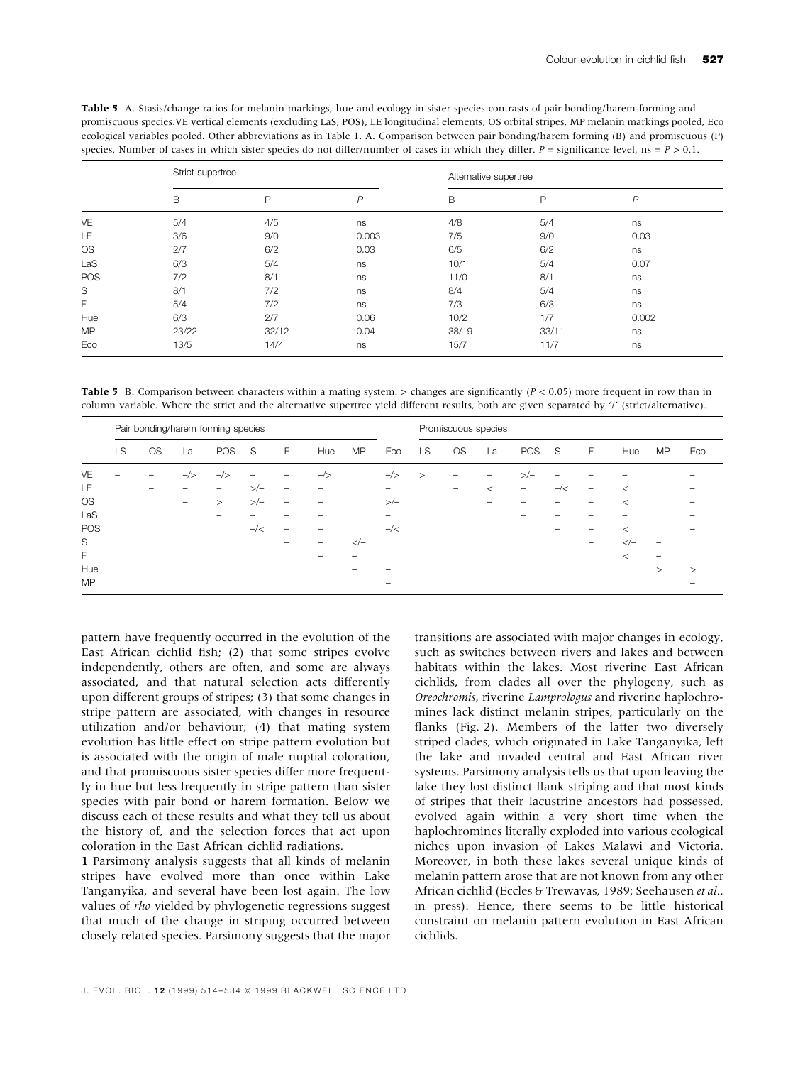**Table 5** A. Stasis/change ratios for melanin markings, hue and ecology in sister species contrasts of pair bonding/harem-forming and promiscuous species.VE vertical elements (excluding LaS, POS), LE longitudinal elements, OS orbital stripes, MP melanin markings pooled, Eco ecological variables pooled. Other abbreviations as in Table 1. A. Comparison between pair bonding/harem forming (B) and promiscuous (P) species. Number of cases in which sister species do not differ/number of cases in which they differ. $P$ = significance level, ns = $P > 0.1$.

| | Strict supertree | | | Alternative supertree | | |
|---|---|---|---|---|---|---|
| | B | P | $P$ | B | P | $P$ |
| VE | 5/4 | 4/5 | ns | 4/8 | 5/4 | ns |
| LE | 3/6 | 9/0 | 0.003 | 7/5 | 9/0 | 0.03 |
| OS | 2/7 | 6/2 | 0.03 | 6/5 | 6/2 | ns |
| LaS | 6/3 | 5/4 | ns | 10/1 | 5/4 | 0.07 |
| POS | 7/2 | 8/1 | ns | 11/0 | 8/1 | ns |
| S | 8/1 | 7/2 | ns | 8/4 | 5/4 | ns |
| F | 5/4 | 7/2 | ns | 7/3 | 6/3 | ns |
| Hue | 6/3 | 2/7 | 0.06 | 10/2 | 1/7 | 0.002 |
| MP | 23/22 | 32/12 | 0.04 | 38/19 | 33/11 | ns |
| Eco | 13/5 | 14/4 | ns | 15/7 | 11/7 | ns |

**Table 5** B. Comparison between characters within a mating system. > changes are significantly ($P < 0.05$) more frequent in row than in column variable. Where the strict and the alternative supertree yield different results, both are given separated by '/' (strict/alternative).

| | Pair bonding/harem forming species | | | | | | | | | Promiscuous species | | | | | | | | |
|---|---|---|---|---|---|---|---|---|---|---|---|---|---|---|---|---|---|---|
| | LS | OS | La | POS | S | F | Hue | MP | Eco | LS | OS | La | POS | S | F | Hue | MP | Eco |
| VE | – | – | –/> | –/> | – | – | –/> | | –/> | > | – | – | >/– | – | – | – | | – |
| LE | | – | – | – | >/– | – | – | | – | | – | < | – | –/< | – | < | | – |
| OS | | | – | > | >/– | – | – | | >/– | | | – | – | – | – | < | | – |
| LaS | | | | – | – | – | – | | – | | | | – | – | – | – | | – |
| POS | | | | | –/< | – | – | | –/< | | | | | – | – | < | | – |
| S | | | | | | – | – | </– | | | | | | | – | </– | – | |
| F | | | | | | | – | – | | | | | | | | < | – | |
| Hue | | | | | | | | – | – | | | | | | | | > | > |
| MP | | | | | | | | | – | | | | | | | | | – |

pattern have frequently occurred in the evolution of the East African cichlid fish; (2) that some stripes evolve independently, others are often, and some are always associated, and that natural selection acts differently upon different groups of stripes; (3) that some changes in stripe pattern are associated, with changes in resource utilization and/or behaviour; (4) that mating system evolution has little effect on stripe pattern evolution but is associated with the origin of male nuptial coloration, and that promiscuous sister species differ more frequently in hue but less frequently in stripe pattern than sister species with pair bond or harem formation. Below we discuss each of these results and what they tell us about the history of, and the selection forces that act upon coloration in the East African cichlid radiations.

**1** Parsimony analysis suggests that all kinds of melanin stripes have evolved more than once within Lake Tanganyika, and several have been lost again. The low values of *rho* yielded by phylogenetic regressions suggest that much of the change in striping occurred between closely related species. Parsimony suggests that the major transitions are associated with major changes in ecology, such as switches between rivers and lakes and between habitats within the lakes. Most riverine East African cichlids, from clades all over the phylogeny, such as *Oreochromis*, riverine *Lamprologus* and riverine haplochromines lack distinct melanin stripes, particularly on the flanks (Fig. 2). Members of the latter two diversely striped clades, which originated in Lake Tanganyika, left the lake and invaded central and East African river systems. Parsimony analysis tells us that upon leaving the lake they lost distinct flank striping and that most kinds of stripes that their lacustrine ancestors had possessed, evolved again within a very short time when the haplochromines literally exploded into various ecological niches upon invasion of Lakes Malawi and Victoria. Moreover, in both these lakes several unique kinds of melanin pattern arose that are not known from any other African cichlid (Eccles & Trewavas, 1989; Seehausen *et al.*, in press). Hence, there seems to be little historical constraint on melanin pattern evolution in East African cichlids.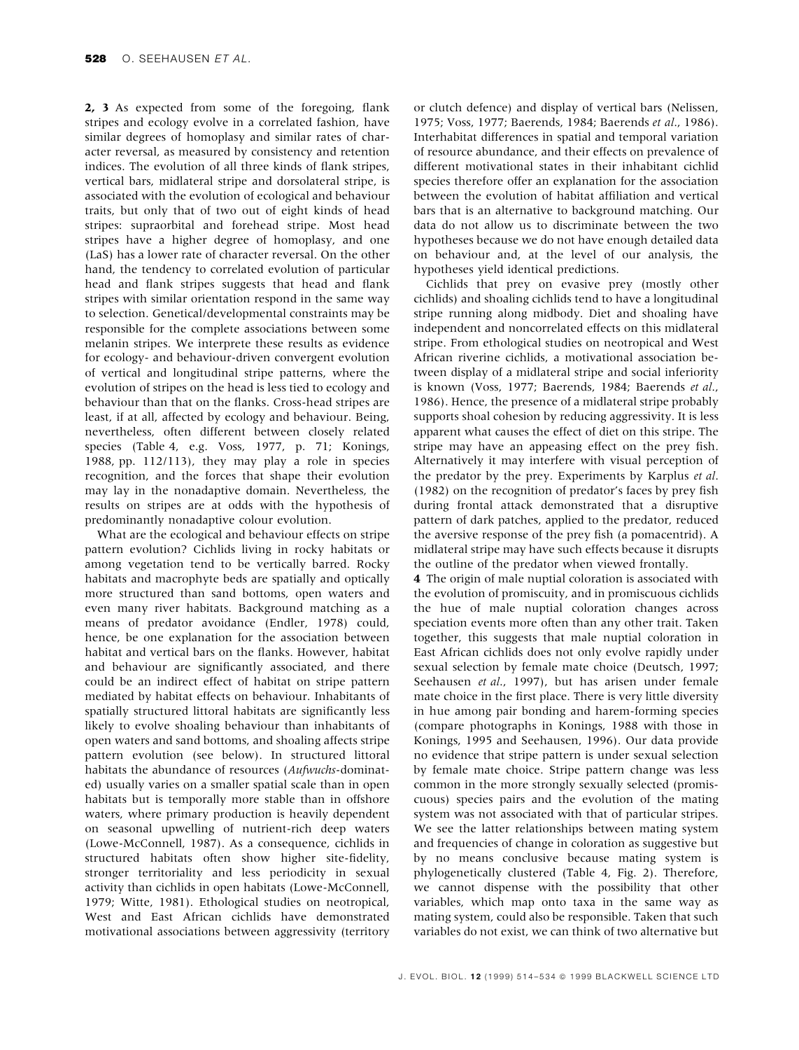**2, 3** As expected from some of the foregoing, flank stripes and ecology evolve in a correlated fashion, have similar degrees of homoplasy and similar rates of character reversal, as measured by consistency and retention indices. The evolution of all three kinds of flank stripes, vertical bars, midlateral stripe and dorsolateral stripe, is associated with the evolution of ecological and behaviour traits, but only that of two out of eight kinds of head stripes: supraorbital and forehead stripe. Most head stripes have a higher degree of homoplasy, and one (LaS) has a lower rate of character reversal. On the other hand, the tendency to correlated evolution of particular head and flank stripes suggests that head and flank stripes with similar orientation respond in the same way to selection. Genetical/developmental constraints may be responsible for the complete associations between some melanin stripes. We interprete these results as evidence for ecology- and behaviour-driven convergent evolution of vertical and longitudinal stripe patterns, where the evolution of stripes on the head is less tied to ecology and behaviour than that on the flanks. Cross-head stripes are least, if at all, affected by ecology and behaviour. Being, nevertheless, often different between closely related species (Table 4, e.g. Voss, 1977, p. 71; Konings, 1988, pp. 112/113), they may play a role in species recognition, and the forces that shape their evolution may lay in the nonadaptive domain. Nevertheless, the results on stripes are at odds with the hypothesis of predominantly nonadaptive colour evolution.

What are the ecological and behaviour effects on stripe pattern evolution? Cichlids living in rocky habitats or among vegetation tend to be vertically barred. Rocky habitats and macrophyte beds are spatially and optically more structured than sand bottoms, open waters and even many river habitats. Background matching as a means of predator avoidance (Endler, 1978) could, hence, be one explanation for the association between habitat and vertical bars on the flanks. However, habitat and behaviour are significantly associated, and there could be an indirect effect of habitat on stripe pattern mediated by habitat effects on behaviour. Inhabitants of spatially structured littoral habitats are significantly less likely to evolve shoaling behaviour than inhabitants of open waters and sand bottoms, and shoaling affects stripe pattern evolution (see below). In structured littoral habitats the abundance of resources (*Aufwuchs*-dominated) usually varies on a smaller spatial scale than in open habitats but is temporally more stable than in offshore waters, where primary production is heavily dependent on seasonal upwelling of nutrient-rich deep waters (Lowe-McConnell, 1987). As a consequence, cichlids in structured habitats often show higher site-fidelity, stronger territoriality and less periodicity in sexual activity than cichlids in open habitats (Lowe-McConnell, 1979; Witte, 1981). Ethological studies on neotropical, West and East African cichlids have demonstrated motivational associations between aggressivity (territory or clutch defence) and display of vertical bars (Nelissen, 1975; Voss, 1977; Baerends, 1984; Baerends *et al*., 1986). Interhabitat differences in spatial and temporal variation of resource abundance, and their effects on prevalence of different motivational states in their inhabitant cichlid species therefore offer an explanation for the association between the evolution of habitat affiliation and vertical bars that is an alternative to background matching. Our data do not allow us to discriminate between the two hypotheses because we do not have enough detailed data on behaviour and, at the level of our analysis, the hypotheses yield identical predictions.

Cichlids that prey on evasive prey (mostly other cichlids) and shoaling cichlids tend to have a longitudinal stripe running along midbody. Diet and shoaling have independent and noncorrelated effects on this midlateral stripe. From ethological studies on neotropical and West African riverine cichlids, a motivational association between display of a midlateral stripe and social inferiority is known (Voss, 1977; Baerends, 1984; Baerends *et al*., 1986). Hence, the presence of a midlateral stripe probably supports shoal cohesion by reducing aggressivity. It is less apparent what causes the effect of diet on this stripe. The stripe may have an appeasing effect on the prey fish. Alternatively it may interfere with visual perception of the predator by the prey. Experiments by Karplus *et al*. (1982) on the recognition of predator's faces by prey fish during frontal attack demonstrated that a disruptive pattern of dark patches, applied to the predator, reduced the aversive response of the prey fish (a pomacentrid). A midlateral stripe may have such effects because it disrupts the outline of the predator when viewed frontally.

**4** The origin of male nuptial coloration is associated with the evolution of promiscuity, and in promiscuous cichlids the hue of male nuptial coloration changes across speciation events more often than any other trait. Taken together, this suggests that male nuptial coloration in East African cichlids does not only evolve rapidly under sexual selection by female mate choice (Deutsch, 1997; Seehausen *et al*., 1997), but has arisen under female mate choice in the first place. There is very little diversity in hue among pair bonding and harem-forming species (compare photographs in Konings, 1988 with those in Konings, 1995 and Seehausen, 1996). Our data provide no evidence that stripe pattern is under sexual selection by female mate choice. Stripe pattern change was less common in the more strongly sexually selected (promiscuous) species pairs and the evolution of the mating system was not associated with that of particular stripes. We see the latter relationships between mating system and frequencies of change in coloration as suggestive but by no means conclusive because mating system is phylogenetically clustered (Table 4, Fig. 2). Therefore, we cannot dispense with the possibility that other variables, which map onto taxa in the same way as mating system, could also be responsible. Taken that such variables do not exist, we can think of two alternative but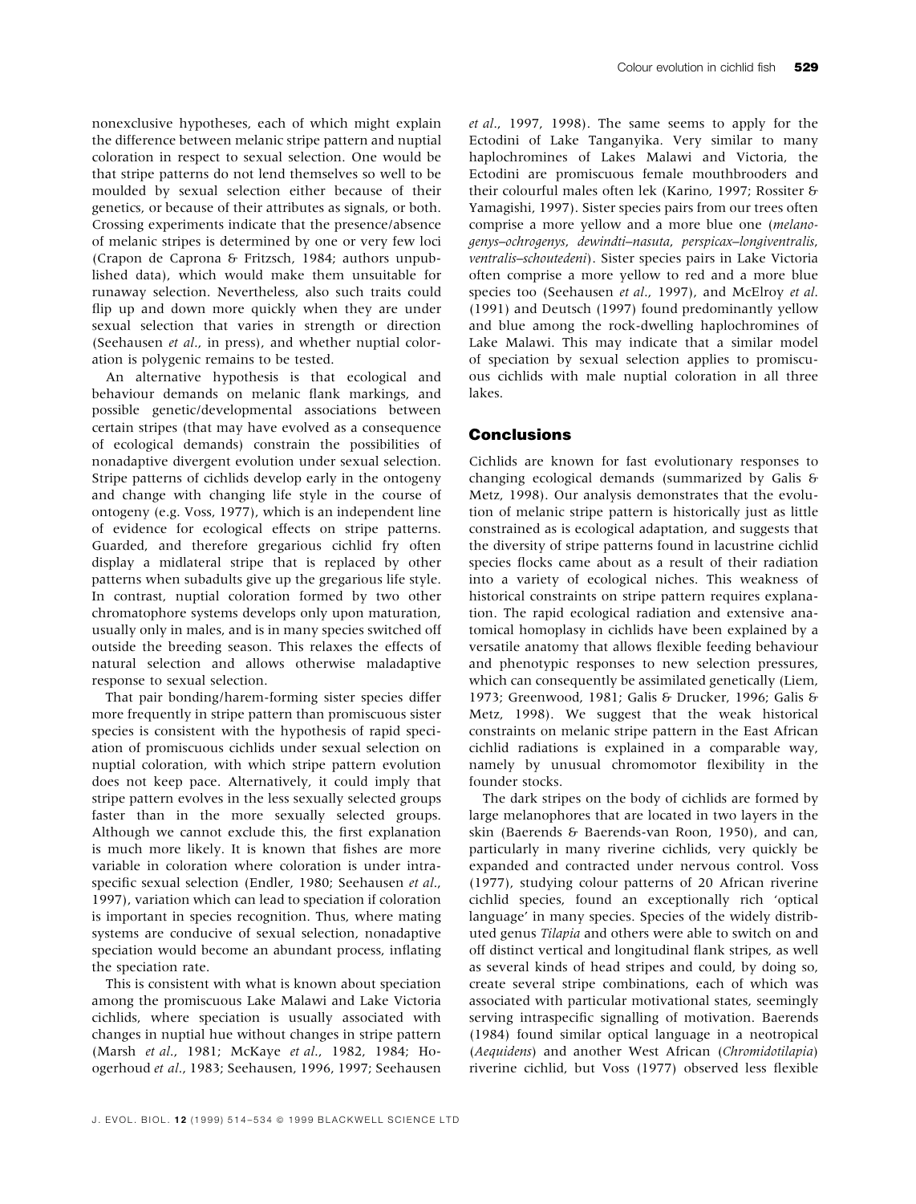nonexclusive hypotheses, each of which might explain the difference between melanic stripe pattern and nuptial coloration in respect to sexual selection. One would be that stripe patterns do not lend themselves so well to be moulded by sexual selection either because of their genetics, or because of their attributes as signals, or both. Crossing experiments indicate that the presence/absence of melanic stripes is determined by one or very few loci (Crapon de Caprona & Fritzsch, 1984; authors unpublished data), which would make them unsuitable for runaway selection. Nevertheless, also such traits could flip up and down more quickly when they are under sexual selection that varies in strength or direction (Seehausen *et al.*, in press), and whether nuptial coloration is polygenic remains to be tested.

An alternative hypothesis is that ecological and behaviour demands on melanic flank markings, and possible genetic/developmental associations between certain stripes (that may have evolved as a consequence of ecological demands) constrain the possibilities of nonadaptive divergent evolution under sexual selection. Stripe patterns of cichlids develop early in the ontogeny and change with changing life style in the course of ontogeny (e.g. Voss, 1977), which is an independent line of evidence for ecological effects on stripe patterns. Guarded, and therefore gregarious cichlid fry often display a midlateral stripe that is replaced by other patterns when subadults give up the gregarious life style. In contrast, nuptial coloration formed by two other chromatophore systems develops only upon maturation, usually only in males, and is in many species switched off outside the breeding season. This relaxes the effects of natural selection and allows otherwise maladaptive response to sexual selection.

That pair bonding/harem-forming sister species differ more frequently in stripe pattern than promiscuous sister species is consistent with the hypothesis of rapid speciation of promiscuous cichlids under sexual selection on nuptial coloration, with which stripe pattern evolution does not keep pace. Alternatively, it could imply that stripe pattern evolves in the less sexually selected groups faster than in the more sexually selected groups. Although we cannot exclude this, the first explanation is much more likely. It is known that fishes are more variable in coloration where coloration is under intraspecific sexual selection (Endler, 1980; Seehausen *et al.*, 1997), variation which can lead to speciation if coloration is important in species recognition. Thus, where mating systems are conducive of sexual selection, nonadaptive speciation would become an abundant process, inflating the speciation rate.

This is consistent with what is known about speciation among the promiscuous Lake Malawi and Lake Victoria cichlids, where speciation is usually associated with changes in nuptial hue without changes in stripe pattern (Marsh *et al.*, 1981; McKaye *et al.*, 1982, 1984; Hoogerhoud *et al.*, 1983; Seehausen, 1996, 1997; Seehausen *et al.*, 1997, 1998). The same seems to apply for the Ectodini of Lake Tanganyika. Very similar to many haplochromines of Lakes Malawi and Victoria, the Ectodini are promiscuous female mouthbrooders and their colourful males often lek (Karino, 1997; Rossiter & Yamagishi, 1997). Sister species pairs from our trees often comprise a more yellow and a more blue one (*melanogenys–ochrogenys*, *dewindti–nasuta*, *perspicax–longiventralis*, *ventralis–schoutedeni*). Sister species pairs in Lake Victoria often comprise a more yellow to red and a more blue species too (Seehausen *et al.*, 1997), and McElroy *et al.* (1991) and Deutsch (1997) found predominantly yellow and blue among the rock-dwelling haplochromines of Lake Malawi. This may indicate that a similar model of speciation by sexual selection applies to promiscuous cichlids with male nuptial coloration in all three lakes.

## Conclusions

Cichlids are known for fast evolutionary responses to changing ecological demands (summarized by Galis & Metz, 1998). Our analysis demonstrates that the evolution of melanic stripe pattern is historically just as little constrained as is ecological adaptation, and suggests that the diversity of stripe patterns found in lacustrine cichlid species flocks came about as a result of their radiation into a variety of ecological niches. This weakness of historical constraints on stripe pattern requires explanation. The rapid ecological radiation and extensive anatomical homoplasy in cichlids have been explained by a versatile anatomy that allows flexible feeding behaviour and phenotypic responses to new selection pressures, which can consequently be assimilated genetically (Liem, 1973; Greenwood, 1981; Galis & Drucker, 1996; Galis & Metz, 1998). We suggest that the weak historical constraints on melanic stripe pattern in the East African cichlid radiations is explained in a comparable way, namely by unusual chromomotor flexibility in the founder stocks.

The dark stripes on the body of cichlids are formed by large melanophores that are located in two layers in the skin (Baerends & Baerends-van Roon, 1950), and can, particularly in many riverine cichlids, very quickly be expanded and contracted under nervous control. Voss (1977), studying colour patterns of 20 African riverine cichlid species, found an exceptionally rich 'optical language' in many species. Species of the widely distributed genus *Tilapia* and others were able to switch on and off distinct vertical and longitudinal flank stripes, as well as several kinds of head stripes and could, by doing so, create several stripe combinations, each of which was associated with particular motivational states, seemingly serving intraspecific signalling of motivation. Baerends (1984) found similar optical language in a neotropical (*Aequidens*) and another West African (*Chromidotilapia*) riverine cichlid, but Voss (1977) observed less flexible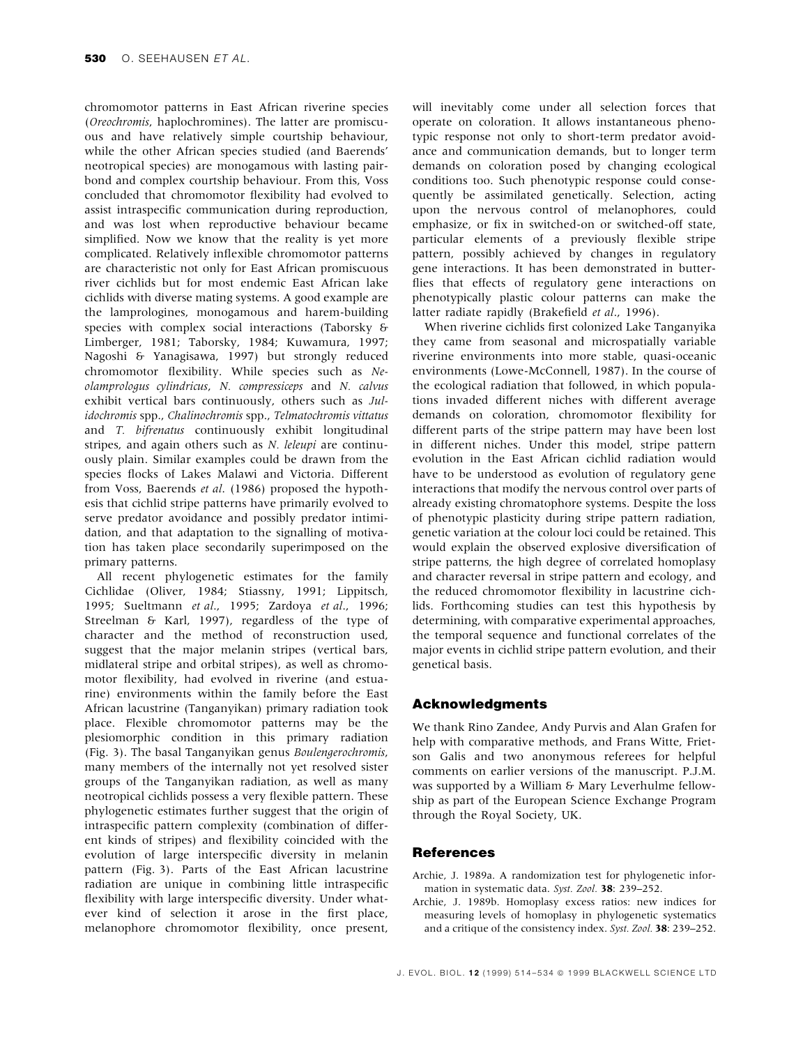chromomotor patterns in East African riverine species (*Oreochromis*, haplochromines). The latter are promiscuous and have relatively simple courtship behaviour, while the other African species studied (and Baerends' neotropical species) are monogamous with lasting pair-bond and complex courtship behaviour. From this, Voss concluded that chromomotor flexibility had evolved to assist intraspecific communication during reproduction, and was lost when reproductive behaviour became simplified. Now we know that the reality is yet more complicated. Relatively inflexible chromomotor patterns are characteristic not only for East African promiscuous river cichlids but for most endemic East African lake cichlids with diverse mating systems. A good example are the lamprologines, monogamous and harem-building species with complex social interactions (Taborsky & Limberger, 1981; Taborsky, 1984; Kuwamura, 1997; Nagoshi & Yanagisawa, 1997) but strongly reduced chromomotor flexibility. While species such as *Neolamprologus cylindricus*, *N. compressiceps* and *N. calvus* exhibit vertical bars continuously, others such as *Julidochromis* spp., *Chalinochromis* spp., *Telmatochromis vittatus* and *T. bifrenatus* continuously exhibit longitudinal stripes, and again others such as *N. leleupi* are continuously plain. Similar examples could be drawn from the species flocks of Lakes Malawi and Victoria. Different from Voss, Baerends *et al.* (1986) proposed the hypothesis that cichlid stripe patterns have primarily evolved to serve predator avoidance and possibly predator intimidation, and that adaptation to the signalling of motivation has taken place secondarily superimposed on the primary patterns.

All recent phylogenetic estimates for the family Cichlidae (Oliver, 1984; Stiassny, 1991; Lippitsch, 1995; Sueltmann *et al.*, 1995; Zardoya *et al.*, 1996; Streelman & Karl, 1997), regardless of the type of character and the method of reconstruction used, suggest that the major melanin stripes (vertical bars, midlateral stripe and orbital stripes), as well as chromomotor flexibility, had evolved in riverine (and estuarine) environments within the family before the East African lacustrine (Tanganyikan) primary radiation took place. Flexible chromomotor patterns may be the plesiomorphic condition in this primary radiation (Fig. 3). The basal Tanganyikan genus *Boulengerochromis*, many members of the internally not yet resolved sister groups of the Tanganyikan radiation, as well as many neotropical cichlids possess a very flexible pattern. These phylogenetic estimates further suggest that the origin of intraspecific pattern complexity (combination of different kinds of stripes) and flexibility coincided with the evolution of large interspecific diversity in melanin pattern (Fig. 3). Parts of the East African lacustrine radiation are unique in combining little intraspecific flexibility with large interspecific diversity. Under whatever kind of selection it arose in the first place, melanophore chromomotor flexibility, once present, will inevitably come under all selection forces that operate on coloration. It allows instantaneous phenotypic response not only to short-term predator avoidance and communication demands, but to longer term demands on coloration posed by changing ecological conditions too. Such phenotypic response could consequently be assimilated genetically. Selection, acting upon the nervous control of melanophores, could emphasize, or fix in switched-on or switched-off state, particular elements of a previously flexible stripe pattern, possibly achieved by changes in regulatory gene interactions. It has been demonstrated in butterflies that effects of regulatory gene interactions on phenotypically plastic colour patterns can make the latter radiate rapidly (Brakefield *et al.*, 1996).

When riverine cichlids first colonized Lake Tanganyika they came from seasonal and microspatially variable riverine environments into more stable, quasi-oceanic environments (Lowe-McConnell, 1987). In the course of the ecological radiation that followed, in which populations invaded different niches with different average demands on coloration, chromomotor flexibility for different parts of the stripe pattern may have been lost in different niches. Under this model, stripe pattern evolution in the East African cichlid radiation would have to be understood as evolution of regulatory gene interactions that modify the nervous control over parts of already existing chromatophore systems. Despite the loss of phenotypic plasticity during stripe pattern radiation, genetic variation at the colour loci could be retained. This would explain the observed explosive diversification of stripe patterns, the high degree of correlated homoplasy and character reversal in stripe pattern and ecology, and the reduced chromomotor flexibility in lacustrine cichlids. Forthcoming studies can test this hypothesis by determining, with comparative experimental approaches, the temporal sequence and functional correlates of the major events in cichlid stripe pattern evolution, and their genetical basis.

## Acknowledgments

We thank Rino Zandee, Andy Purvis and Alan Grafen for help with comparative methods, and Frans Witte, Frietson Galis and two anonymous referees for helpful comments on earlier versions of the manuscript. P.J.M. was supported by a William & Mary Leverhulme fellowship as part of the European Science Exchange Program through the Royal Society, UK.

## References

Archie, J. 1989a. A randomization test for phylogenetic information in systematic data. *Syst. Zool.* **38**: 239–252.

Archie, J. 1989b. Homoplasy excess ratios: new indices for measuring levels of homoplasy in phylogenetic systematics and a critique of the consistency index. *Syst. Zool.* **38**: 239–252.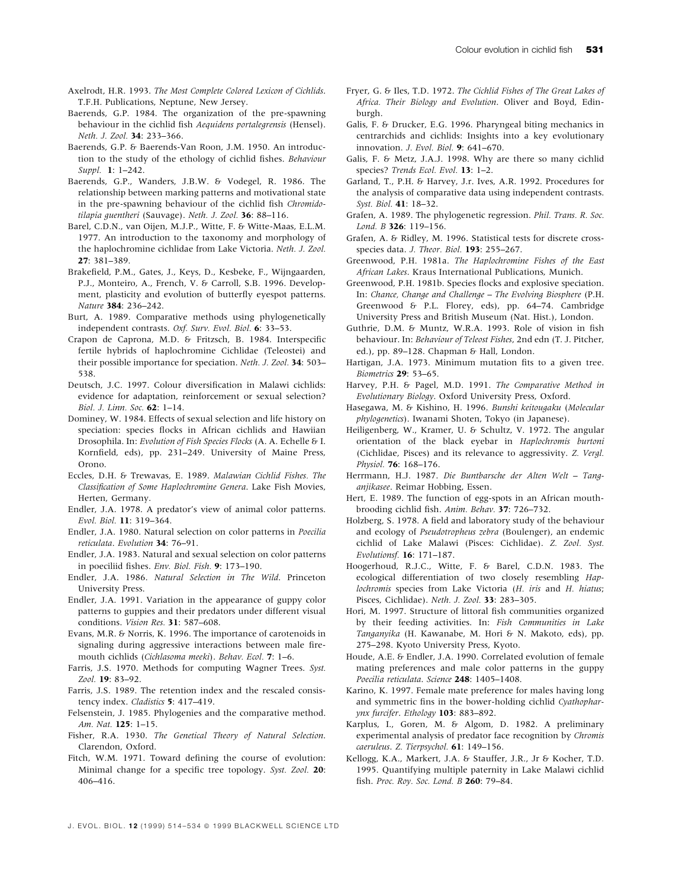Axelrodt, H.R. 1993. *The Most Complete Colored Lexicon of Cichlids*. T.F.H. Publications, Neptune, New Jersey.

Baerends, G.P. 1984. The organization of the pre-spawning behaviour in the cichlid fish *Aequidens portalegrensis* (Hensel). *Neth. J. Zool.* **34**: 233–366.

Baerends, G.P. & Baerends-Van Roon, J.M. 1950. An introduction to the study of the ethology of cichlid fishes. *Behaviour Suppl.* **1**: 1–242.

Baerends, G.P., Wanders, J.B.W. & Vodegel, R. 1986. The relationship between marking patterns and motivational state in the pre-spawning behaviour of the cichlid fish *Chromidotilapia guentheri* (Sauvage). *Neth. J. Zool.* **36**: 88–116.

Barel, C.D.N., van Oijen, M.J.P., Witte, F. & Witte-Maas, E.L.M. 1977. An introduction to the taxonomy and morphology of the haplochromine cichlidae from Lake Victoria. *Neth. J. Zool.* **27**: 381–389.

Brakefield, P.M., Gates, J., Keys, D., Kesbeke, F., Wijngaarden, P.J., Monteiro, A., French, V. & Carroll, S.B. 1996. Development, plasticity and evolution of butterfly eyespot patterns. *Nature* **384**: 236–242.

Burt, A. 1989. Comparative methods using phylogenetically independent contrasts. *Oxf. Surv. Evol. Biol.* **6**: 33–53.

Crapon de Caprona, M.D. & Fritzsch, B. 1984. Interspecific fertile hybrids of haplochromine Cichlidae (Teleostei) and their possible importance for speciation. *Neth. J. Zool.* **34**: 503–538.

Deutsch, J.C. 1997. Colour diversification in Malawi cichlids: evidence for adaptation, reinforcement or sexual selection? *Biol. J. Linn. Soc.* **62**: 1–14.

Dominey, W. 1984. Effects of sexual selection and life history on speciation: species flocks in African cichlids and Hawiian Drosophila. In: *Evolution of Fish Species Flocks* (A. A. Echelle & I. Kornfield, eds), pp. 231–249. University of Maine Press, Orono.

Eccles, D.H. & Trewavas, E. 1989. *Malawian Cichlid Fishes. The Classification of Some Haplochromine Genera*. Lake Fish Movies, Herten, Germany.

Endler, J.A. 1978. A predator's view of animal color patterns. *Evol. Biol.* **11**: 319–364.

Endler, J.A. 1980. Natural selection on color patterns in *Poecilia reticulata*. *Evolution* **34**: 76–91.

Endler, J.A. 1983. Natural and sexual selection on color patterns in poeciliid fishes. *Env. Biol. Fish.* **9**: 173–190.

Endler, J.A. 1986. *Natural Selection in The Wild*. Princeton University Press.

Endler, J.A. 1991. Variation in the appearance of guppy color patterns to guppies and their predators under different visual conditions. *Vision Res.* **31**: 587–608.

Evans, M.R. & Norris, K. 1996. The importance of carotenoids in signaling during aggressive interactions between male firemouth cichlids (*Cichlasoma meeki*). *Behav. Ecol.* **7**: 1–6.

Farris, J.S. 1970. Methods for computing Wagner Trees. *Syst. Zool.* **19**: 83–92.

Farris, J.S. 1989. The retention index and the rescaled consistency index. *Cladistics* **5**: 417–419.

Felsenstein, J. 1985. Phylogenies and the comparative method. *Am. Nat.* **125**: 1–15.

Fisher, R.A. 1930. *The Genetical Theory of Natural Selection*. Clarendon, Oxford.

Fitch, W.M. 1971. Toward defining the course of evolution: Minimal change for a specific tree topology. *Syst. Zool.* **20**: 406–416.

Fryer, G. & Iles, T.D. 1972. *The Cichlid Fishes of The Great Lakes of Africa. Their Biology and Evolution*. Oliver and Boyd, Edinburgh.

Galis, F. & Drucker, E.G. 1996. Pharyngeal biting mechanics in centrarchids and cichlids: Insights into a key evolutionary innovation. *J. Evol. Biol.* **9**: 641–670.

Galis, F. & Metz, J.A.J. 1998. Why are there so many cichlid species? *Trends Ecol. Evol.* **13**: 1–2.

Garland, T., P.H. & Harvey, J.r. Ives, A.R. 1992. Procedures for the analysis of comparative data using independent contrasts. *Syst. Biol.* **41**: 18–32.

Grafen, A. 1989. The phylogenetic regression. *Phil. Trans. R. Soc. Lond. B* **326**: 119–156.

Grafen, A. & Ridley, M. 1996. Statistical tests for discrete cross-species data. *J. Theor. Biol.* **193**: 255–267.

Greenwood, P.H. 1981a. *The Haplochromine Fishes of the East African Lakes*. Kraus International Publications, Munich.

Greenwood, P.H. 1981b. Species flocks and explosive speciation. In: *Chance, Change and Challenge – The Evolving Biosphere* (P.H. Greenwood & P.L. Florey, eds), pp. 64–74. Cambridge University Press and British Museum (Nat. Hist.), London.

Guthrie, D.M. & Muntz, W.R.A. 1993. Role of vision in fish behaviour. In: *Behaviour of Teleost Fishes*, 2nd edn (T. J. Pitcher, ed.), pp. 89–128. Chapman & Hall, London.

Hartigan, J.A. 1973. Minimum mutation fits to a given tree. *Biometrics* **29**: 53–65.

Harvey, P.H. & Pagel, M.D. 1991. *The Comparative Method in Evolutionary Biology*. Oxford University Press, Oxford.

Hasegawa, M. & Kishino, H. 1996. *Bunshi keitougaku* (*Molecular phylogenetics*). Iwanami Shoten, Tokyo (in Japanese).

Heiligenberg, W., Kramer, U. & Schultz, V. 1972. The angular orientation of the black eyebar in *Haplochromis burtoni* (Cichlidae, Pisces) and its relevance to aggressivity. *Z. Vergl. Physiol.* **76**: 168–176.

Herrmann, H.J. 1987. *Die Buntbarsche der Alten Welt – Tanganjikasee*. Reimar Hobbing, Essen.

Hert, E. 1989. The function of egg-spots in an African mouth-brooding cichlid fish. *Anim. Behav.* **37**: 726–732.

Holzberg, S. 1978. A field and laboratory study of the behaviour and ecology of *Pseudotropheus zebra* (Boulenger), an endemic cichlid of Lake Malawi (Pisces: Cichlidae). *Z. Zool. Syst. Evolutionsf.* **16**: 171–187.

Hoogerhoud, R.J.C., Witte, F. & Barel, C.D.N. 1983. The ecological differentiation of two closely resembling *Haplochromis* species from Lake Victoria (*H. iris* and *H. hiatus*; Pisces, Cichlidae). *Neth. J. Zool.* **33**: 283–305.

Hori, M. 1997. Structure of littoral fish communities organized by their feeding activities. In: *Fish Communities in Lake Tanganyika* (H. Kawanabe, M. Hori & N. Makoto, eds), pp. 275–298. Kyoto University Press, Kyoto.

Houde, A.E. & Endler, J.A. 1990. Correlated evolution of female mating preferences and male color patterns in the guppy *Poecilia reticulata*. *Science* **248**: 1405–1408.

Karino, K. 1997. Female mate preference for males having long and symmetric fins in the bower-holding cichlid *Cyathopharynx furcifer*. *Ethology* **103**: 883–892.

Karplus, I., Goren, M. & Algom, D. 1982. A preliminary experimental analysis of predator face recognition by *Chromis caeruleus*. *Z. Tierpsychol.* **61**: 149–156.

Kellogg, K.A., Markert, J.A. & Stauffer, J.R., Jr & Kocher, T.D. 1995. Quantifying multiple paternity in Lake Malawi cichlid fish. *Proc. Roy. Soc. Lond. B* **260**: 79–84.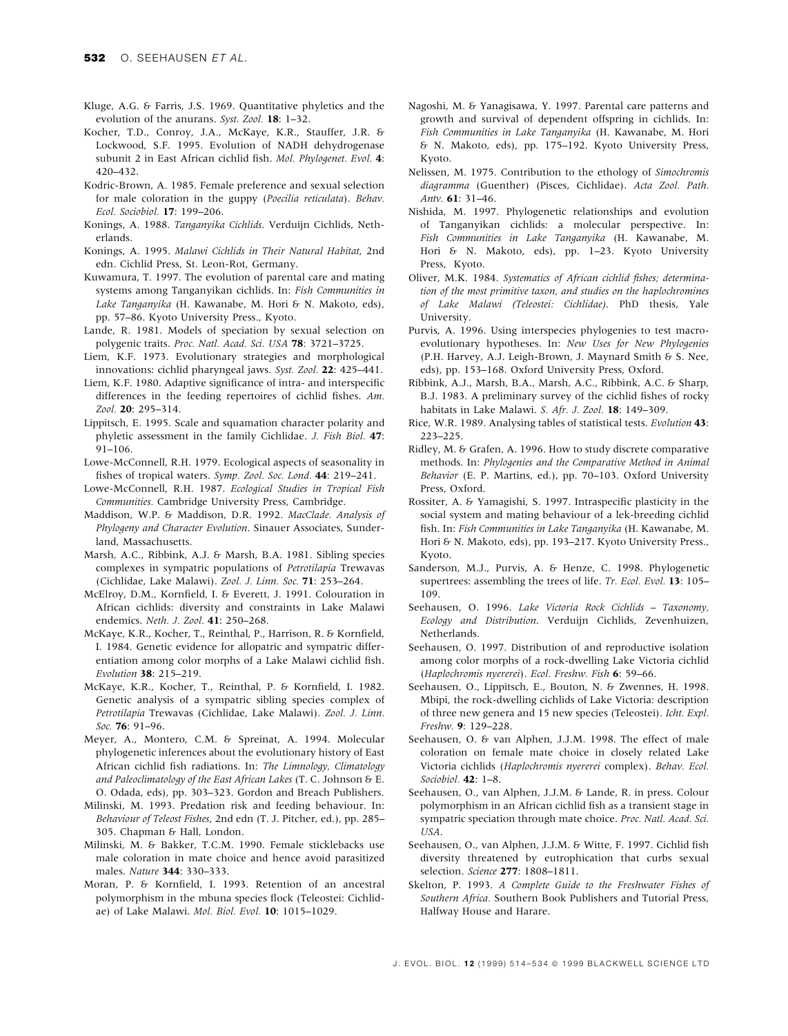Kluge, A.G. & Farris, J.S. 1969. Quantitative phyletics and the evolution of the anurans. *Syst. Zool.* **18**: 1–32.

Kocher, T.D., Conroy, J.A., McKaye, K.R., Stauffer, J.R. & Lockwood, S.F. 1995. Evolution of NADH dehydrogenase subunit 2 in East African cichlid fish. *Mol. Phylogenet. Evol.* **4**: 420–432.

Kodric-Brown, A. 1985. Female preference and sexual selection for male coloration in the guppy (*Poecilia reticulata*). *Behav. Ecol. Sociobiol.* **17**: 199–206.

Konings, A. 1988. *Tanganyika Cichlids*. Verduijn Cichlids, Netherlands.

Konings, A. 1995. *Malawi Cichlids in Their Natural Habitat*, 2nd edn. Cichlid Press, St. Leon-Rot, Germany.

Kuwamura, T. 1997. The evolution of parental care and mating systems among Tanganyikan cichlids. In: *Fish Communities in Lake Tanganyika* (H. Kawanabe, M. Hori & N. Makoto, eds), pp. 57–86. Kyoto University Press., Kyoto.

Lande, R. 1981. Models of speciation by sexual selection on polygenic traits. *Proc. Natl. Acad. Sci. USA* **78**: 3721–3725.

Liem, K.F. 1973. Evolutionary strategies and morphological innovations: cichlid pharyngeal jaws. *Syst. Zool.* **22**: 425–441.

Liem, K.F. 1980. Adaptive significance of intra- and interspecific differences in the feeding repertoires of cichlid fishes. *Am. Zool.* **20**: 295–314.

Lippitsch, E. 1995. Scale and squamation character polarity and phyletic assessment in the family Cichlidae. *J. Fish Biol.* **47**: 91–106.

Lowe-McConnell, R.H. 1979. Ecological aspects of seasonality in fishes of tropical waters. *Symp. Zool. Soc. Lond.* **44**: 219–241.

Lowe-McConnell, R.H. 1987. *Ecological Studies in Tropical Fish Communities.* Cambridge University Press, Cambridge.

Maddison, W.P. & Maddison, D.R. 1992. *MacClade. Analysis of Phylogeny and Character Evolution*. Sinauer Associates, Sunderland, Massachusetts.

Marsh, A.C., Ribbink, A.J. & Marsh, B.A. 1981. Sibling species complexes in sympatric populations of *Petrotilapia* Trewavas (Cichlidae, Lake Malawi). *Zool. J. Linn. Soc.* **71**: 253–264.

McElroy, D.M., Kornfield, I. & Everett, J. 1991. Colouration in African cichlids: diversity and constraints in Lake Malawi endemics. *Neth. J. Zool.* **41**: 250–268.

McKaye, K.R., Kocher, T., Reinthal, P., Harrison, R. & Kornfield, I. 1984. Genetic evidence for allopatric and sympatric differentiation among color morphs of a Lake Malawi cichlid fish. *Evolution* **38**: 215–219.

McKaye, K.R., Kocher, T., Reinthal, P. & Kornfield, I. 1982. Genetic analysis of a sympatric sibling species complex of *Petrotilapia* Trewavas (Cichlidae, Lake Malawi). *Zool. J. Linn. Soc.* **76**: 91–96.

Meyer, A., Montero, C.M. & Spreinat, A. 1994. Molecular phylogenetic inferences about the evolutionary history of East African cichlid fish radiations. In: *The Limnology, Climatology and Paleoclimatology of the East African Lakes* (T. C. Johnson & E. O. Odada, eds), pp. 303–323. Gordon and Breach Publishers.

Milinski, M. 1993. Predation risk and feeding behaviour. In: *Behaviour of Teleost Fishes*, 2nd edn (T. J. Pitcher, ed.), pp. 285–305. Chapman & Hall, London.

Milinski, M. & Bakker, T.C.M. 1990. Female sticklebacks use male coloration in mate choice and hence avoid parasitized males. *Nature* **344**: 330–333.

Moran, P. & Kornfield, I. 1993. Retention of an ancestral polymorphism in the mbuna species flock (Teleostei: Cichlidae) of Lake Malawi. *Mol. Biol. Evol.* **10**: 1015–1029.

Nagoshi, M. & Yanagisawa, Y. 1997. Parental care patterns and growth and survival of dependent offspring in cichlids. In: *Fish Communities in Lake Tanganyika* (H. Kawanabe, M. Hori & N. Makoto, eds), pp. 175–192. Kyoto University Press, Kyoto.

Nelissen, M. 1975. Contribution to the ethology of *Simochromis diagramma* (Guenther) (Pisces, Cichlidae). *Acta Zool. Path. Antv.* **61**: 31–46.

Nishida, M. 1997. Phylogenetic relationships and evolution of Tanganyikan cichlids: a molecular perspective. In: *Fish Communities in Lake Tanganyika* (H. Kawanabe, M. Hori & N. Makoto, eds), pp. 1–23. Kyoto University Press, Kyoto.

Oliver, M.K. 1984. *Systematics of African cichlid fishes; determination of the most primitive taxon, and studies on the haplochromines of Lake Malawi (Teleostei: Cichlidae)*. PhD thesis, Yale University.

Purvis, A. 1996. Using interspecies phylogenies to test macroevolutionary hypotheses. In: *New Uses for New Phylogenies* (P.H. Harvey, A.J. Leigh-Brown, J. Maynard Smith & S. Nee, eds), pp. 153–168. Oxford University Press, Oxford.

Ribbink, A.J., Marsh, B.A., Marsh, A.C., Ribbink, A.C. & Sharp, B.J. 1983. A preliminary survey of the cichlid fishes of rocky habitats in Lake Malawi. *S. Afr. J. Zool.* **18**: 149–309.

Rice, W.R. 1989. Analysing tables of statistical tests. *Evolution* **43**: 223–225.

Ridley, M. & Grafen, A. 1996. How to study discrete comparative methods. In: *Phylogenies and the Comparative Method in Animal Behavior* (E. P. Martins, ed.), pp. 70–103. Oxford University Press, Oxford.

Rossiter, A. & Yamagishi, S. 1997. Intraspecific plasticity in the social system and mating behaviour of a lek-breeding cichlid fish. In: *Fish Communities in Lake Tanganyika* (H. Kawanabe, M. Hori & N. Makoto, eds), pp. 193–217. Kyoto University Press., Kyoto.

Sanderson, M.J., Purvis, A. & Henze, C. 1998. Phylogenetic supertrees: assembling the trees of life. *Tr. Ecol. Evol.* **13**: 105–109.

Seehausen, O. 1996. *Lake Victoria Rock Cichlids – Taxonomy, Ecology and Distribution.* Verduijn Cichlids, Zevenhuizen, Netherlands.

Seehausen, O. 1997. Distribution of and reproductive isolation among color morphs of a rock-dwelling Lake Victoria cichlid (*Haplochromis nyererei*). *Ecol. Freshw. Fish* **6**: 59–66.

Seehausen, O., Lippitsch, E., Bouton, N. & Zwennes, H. 1998. Mbipi, the rock-dwelling cichlids of Lake Victoria: description of three new genera and 15 new species (Teleostei). *Icht. Expl. Freshw.* **9**: 129–228.

Seehausen, O. & van Alphen, J.J.M. 1998. The effect of male coloration on female mate choice in closely related Lake Victoria cichlids (*Haplochromis nyererei* complex). *Behav. Ecol. Sociobiol.* **42**: 1–8.

Seehausen, O., van Alphen, J.J.M. & Lande, R. in press. Colour polymorphism in an African cichlid fish as a transient stage in sympatric speciation through mate choice. *Proc. Natl. Acad. Sci. USA*.

Seehausen, O., van Alphen, J.J.M. & Witte, F. 1997. Cichlid fish diversity threatened by eutrophication that curbs sexual selection. *Science* **277**: 1808–1811.

Skelton, P. 1993. *A Complete Guide to the Freshwater Fishes of Southern Africa.* Southern Book Publishers and Tutorial Press, Halfway House and Harare.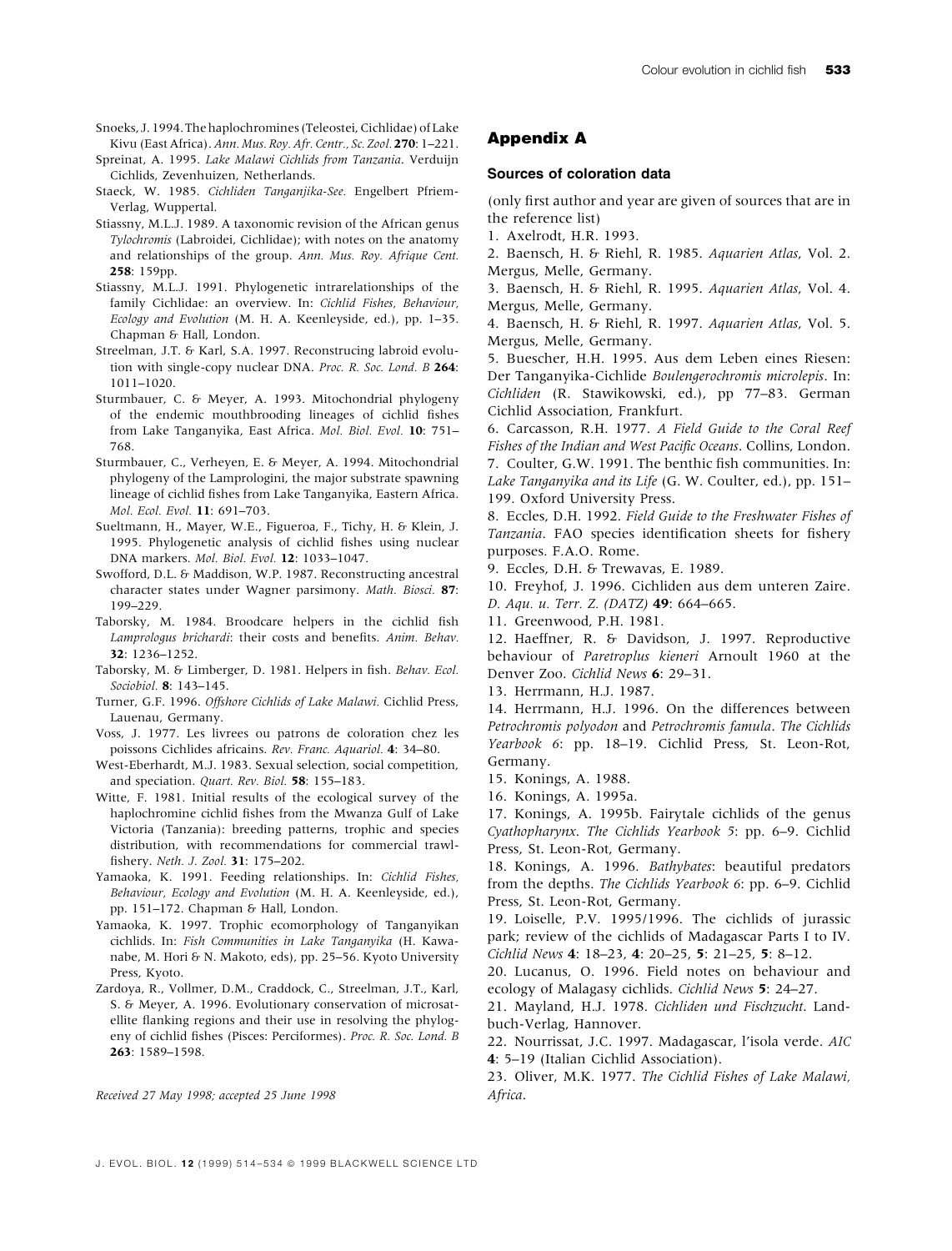Snoeks, J. 1994. The haplochromines (Teleostei, Cichlidae) of Lake Kivu (East Africa). *Ann. Mus. Roy. Afr. Centr., Sc. Zool.* **270**: 1–221.

Spreinat, A. 1995. *Lake Malawi Cichlids from Tanzania*. Verduijn Cichlids, Zevenhuizen, Netherlands.

Staeck, W. 1985. *Cichliden Tanganjika-See.* Engelbert Pfriem-Verlag, Wuppertal.

Stiassny, M.L.J. 1989. A taxonomic revision of the African genus *Tylochromis* (Labroidei, Cichlidae); with notes on the anatomy and relationships of the group. *Ann. Mus. Roy. Afrique Cent.* **258**: 159pp.

Stiassny, M.L.J. 1991. Phylogenetic intrarelationships of the family Cichlidae: an overview. In: *Cichlid Fishes, Behaviour, Ecology and Evolution* (M. H. A. Keenleyside, ed.), pp. 1–35. Chapman & Hall, London.

Streelman, J.T. & Karl, S.A. 1997. Reconstrucing labroid evolution with single-copy nuclear DNA. *Proc. R. Soc. Lond. B* **264**: 1011–1020.

Sturmbauer, C. & Meyer, A. 1993. Mitochondrial phylogeny of the endemic mouthbrooding lineages of cichlid fishes from Lake Tanganyika, East Africa. *Mol. Biol. Evol.* **10**: 751–768.

Sturmbauer, C., Verheyen, E. & Meyer, A. 1994. Mitochondrial phylogeny of the Lamprologini, the major substrate spawning lineage of cichlid fishes from Lake Tanganyika, Eastern Africa. *Mol. Ecol. Evol.* **11**: 691–703.

Sueltmann, H., Mayer, W.E., Figueroa, F., Tichy, H. & Klein, J. 1995. Phylogenetic analysis of cichlid fishes using nuclear DNA markers. *Mol. Biol. Evol.* **12**: 1033–1047.

Swofford, D.L. & Maddison, W.P. 1987. Reconstructing ancestral character states under Wagner parsimony. *Math. Biosci.* **87**: 199–229.

Taborsky, M. 1984. Broodcare helpers in the cichlid fish *Lamprologus brichardi*: their costs and benefits. *Anim. Behav.* **32**: 1236–1252.

Taborsky, M. & Limberger, D. 1981. Helpers in fish. *Behav. Ecol. Sociobiol.* **8**: 143–145.

Turner, G.F. 1996. *Offshore Cichlids of Lake Malawi.* Cichlid Press, Lauenau, Germany.

Voss, J. 1977. Les livrees ou patrons de coloration chez les poissons Cichlides africains. *Rev. Franc. Aquariol.* **4**: 34–80.

West-Eberhardt, M.J. 1983. Sexual selection, social competition, and speciation. *Quart. Rev. Biol.* **58**: 155–183.

Witte, F. 1981. Initial results of the ecological survey of the haplochromine cichlid fishes from the Mwanza Gulf of Lake Victoria (Tanzania): breeding patterns, trophic and species distribution, with recommendations for commercial trawl-fishery. *Neth. J. Zool.* **31**: 175–202.

Yamaoka, K. 1991. Feeding relationships. In: *Cichlid Fishes, Behaviour, Ecology and Evolution* (M. H. A. Keenleyside, ed.), pp. 151–172. Chapman & Hall, London.

Yamaoka, K. 1997. Trophic ecomorphology of Tanganyikan cichlids. In: *Fish Communities in Lake Tanganyika* (H. Kawanabe, M. Hori & N. Makoto, eds), pp. 25–56. Kyoto University Press, Kyoto.

Zardoya, R., Vollmer, D.M., Craddock, C., Streelman, J.T., Karl, S. & Meyer, A. 1996. Evolutionary conservation of microsatellite flanking regions and their use in resolving the phylogeny of cichlid fishes (Pisces: Perciformes). *Proc. R. Soc. Lond. B* **263**: 1589–1598.

*Received 27 May 1998; accepted 25 June 1998*

## Appendix A

### Sources of coloration data

(only first author and year are given of sources that are in the reference list)

1. Axelrodt, H.R. 1993.
2. Baensch, H. & Riehl, R. 1985. *Aquarien Atlas*, Vol. 2. Mergus, Melle, Germany.
3. Baensch, H. & Riehl, R. 1995. *Aquarien Atlas*, Vol. 4. Mergus, Melle, Germany.
4. Baensch, H. & Riehl, R. 1997. *Aquarien Atlas*, Vol. 5. Mergus, Melle, Germany.
5. Buescher, H.H. 1995. Aus dem Leben eines Riesen: Der Tanganyika-Cichlide *Boulengerochromis microlepis*. In: *Cichliden* (R. Stawikowski, ed.), pp 77–83. German Cichlid Association, Frankfurt.
6. Carcasson, R.H. 1977. *A Field Guide to the Coral Reef Fishes of the Indian and West Pacific Oceans*. Collins, London.
7. Coulter, G.W. 1991. The benthic fish communities. In: *Lake Tanganyika and its Life* (G. W. Coulter, ed.), pp. 151–199. Oxford University Press.
8. Eccles, D.H. 1992. *Field Guide to the Freshwater Fishes of Tanzania*. FAO species identification sheets for fishery purposes. F.A.O. Rome.
9. Eccles, D.H. & Trewavas, E. 1989.
10. Freyhof, J. 1996. Cichliden aus dem unteren Zaire. *D. Aqu. u. Terr. Z. (DATZ)* **49**: 664–665.
11. Greenwood, P.H. 1981.
12. Haeffner, R. & Davidson, J. 1997. Reproductive behaviour of *Paretroplus kieneri* Arnoult 1960 at the Denver Zoo. *Cichlid News* **6**: 29–31.
13. Herrmann, H.J. 1987.
14. Herrmann, H.J. 1996. On the differences between *Petrochromis polyodon* and *Petrochromis famula*. *The Cichlids Yearbook 6*: pp. 18–19. Cichlid Press, St. Leon-Rot, Germany.
15. Konings, A. 1988.
16. Konings, A. 1995a.
17. Konings, A. 1995b. Fairytale cichlids of the genus *Cyathopharynx*. *The Cichlids Yearbook 5*: pp. 6–9. Cichlid Press, St. Leon-Rot, Germany.
18. Konings, A. 1996. *Bathybates*: beautiful predators from the depths. *The Cichlids Yearbook 6*: pp. 6–9. Cichlid Press, St. Leon-Rot, Germany.
19. Loiselle, P.V. 1995/1996. The cichlids of jurassic park; review of the cichlids of Madagascar Parts I to IV. *Cichlid News* **4**: 18–23, **4**: 20–25, **5**: 21–25, **5**: 8–12.
20. Lucanus, O. 1996. Field notes on behaviour and ecology of Malagasy cichlids. *Cichlid News* **5**: 24–27.
21. Mayland, H.J. 1978. *Cichliden und Fischzucht*. Landbuch-Verlag, Hannover.
22. Nourrissat, J.C. 1997. Madagascar, l'isola verde. *AIC* **4**: 5–19 (Italian Cichlid Association).
23. Oliver, M.K. 1977. *The Cichlid Fishes of Lake Malawi, Africa*.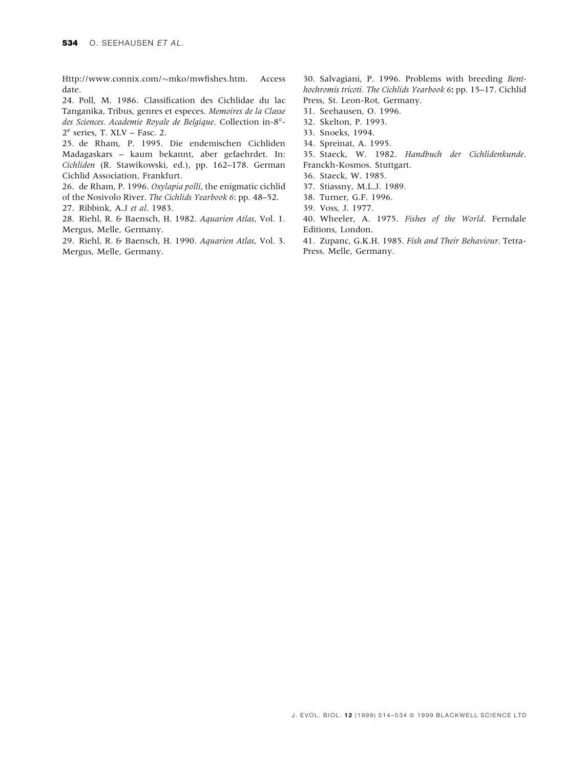Http://www.connix.com/~mko/mwfishes.htm. Access date.

24. Poll, M. 1986. Classification des Cichlidae du lac Tanganika, Tribus, genres et especes. *Memoires de la Classe des Sciences. Academie Royale de Belgique*. Collection in-8°-2[e] series, T. XLV – Fasc. 2.

25. de Rham, P. 1995. Die endemischen Cichliden Madagaskars – kaum bekannt, aber gefaehrdet. In: *Cichliden* (R. Stawikowski, ed.), pp. 162–178. German Cichlid Association, Frankfurt.

26. de Rham, P. 1996. *Oxylapia polli*, the enigmatic cichlid of the Nosivolo River. *The Cichlids Yearbook 6*: pp. 48–52.

27. Ribbink, A.J *et al*. 1983.

28. Riehl, R. & Baensch, H. 1982. *Aquarien Atlas*, Vol. 1. Mergus, Melle, Germany.

29. Riehl, R. & Baensch, H. 1990. *Aquarien Atlas*, Vol. 3. Mergus, Melle, Germany.

30. Salvagiani, P. 1996. Problems with breeding *Benthochromis tricoti*. *The Cichlids Yearbook 6*: pp. 15–17. Cichlid Press, St. Leon-Rot, Germany.

31. Seehausen, O. 1996.

32. Skelton, P. 1993.

33. Snoeks, 1994.

34. Spreinat, A. 1995.

35. Staeck, W. 1982. *Handbuch der Cichlidenkunde*. Franckh-Kosmos. Stuttgart.

36. Staeck, W. 1985.

37. Stiassny, M.L.J. 1989.

38. Turner, G.F. 1996.

39. Voss, J. 1977.

40. Wheeler, A. 1975. *Fishes of the World*. Ferndale Editions, London.

41. Zupanc, G.K.H. 1985. *Fish and Their Behaviour*. Tetra-Press. Melle, Germany.